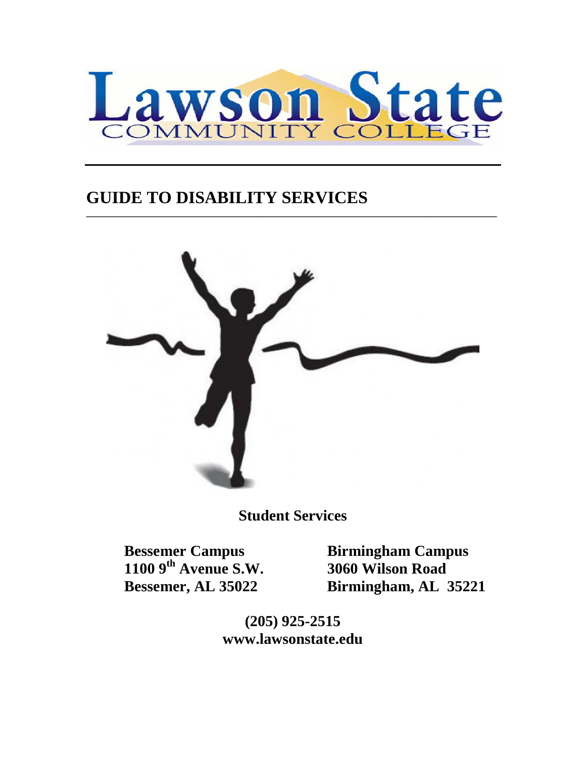# Lawson State

COMMUNITY COLLEGE

## GUIDE TO DISABILITY SERVICES

**Student Services**

**Bessemer Campus**
**1100 9th Avenue S.W.**
**Bessemer, AL 35022**

**Birmingham Campus**
**3060 Wilson Road**
**Birmingham, AL 35221**

**(205) 925-2515**
**www.lawsonstate.edu**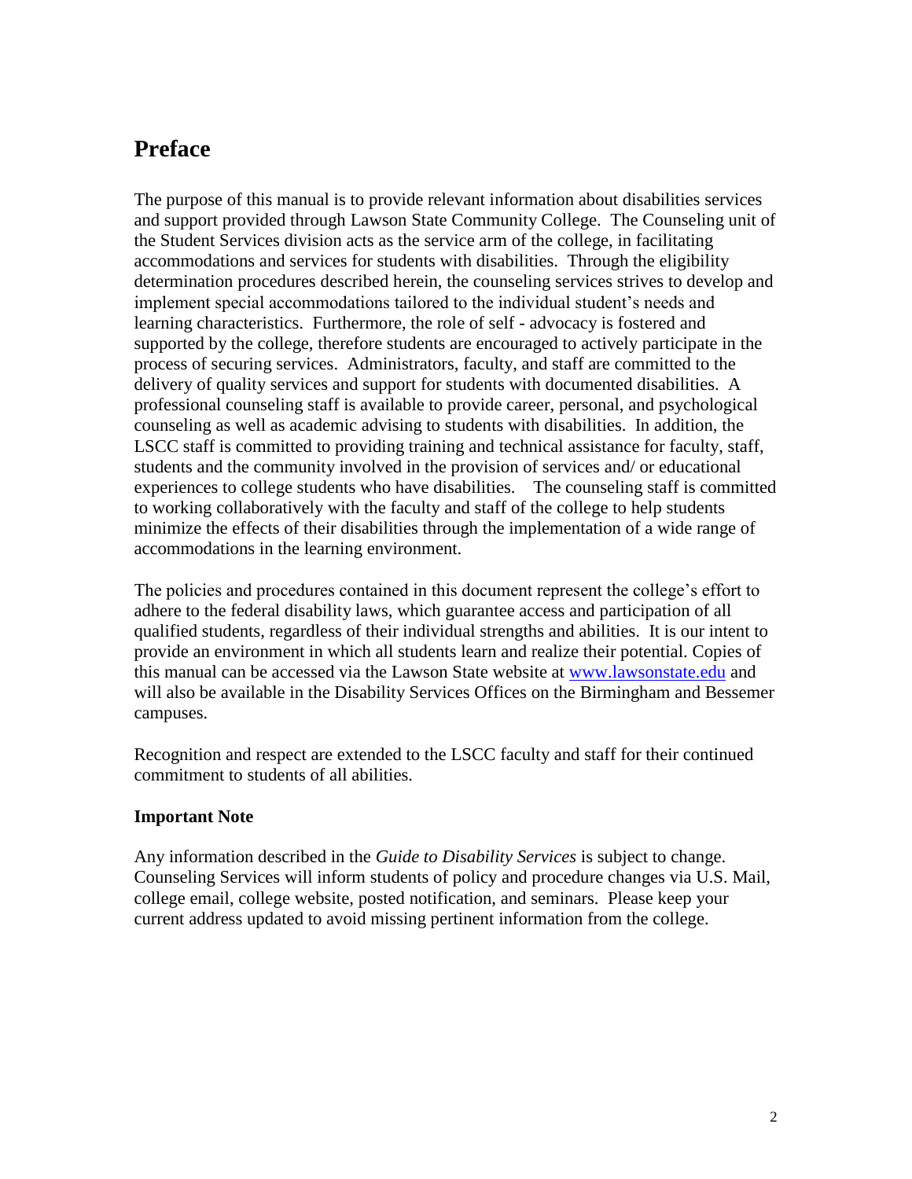# Preface

The purpose of this manual is to provide relevant information about disabilities services and support provided through Lawson State Community College. The Counseling unit of the Student Services division acts as the service arm of the college, in facilitating accommodations and services for students with disabilities. Through the eligibility determination procedures described herein, the counseling services strives to develop and implement special accommodations tailored to the individual student's needs and learning characteristics. Furthermore, the role of self - advocacy is fostered and supported by the college, therefore students are encouraged to actively participate in the process of securing services. Administrators, faculty, and staff are committed to the delivery of quality services and support for students with documented disabilities. A professional counseling staff is available to provide career, personal, and psychological counseling as well as academic advising to students with disabilities. In addition, the LSCC staff is committed to providing training and technical assistance for faculty, staff, students and the community involved in the provision of services and/ or educational experiences to college students who have disabilities. The counseling staff is committed to working collaboratively with the faculty and staff of the college to help students minimize the effects of their disabilities through the implementation of a wide range of accommodations in the learning environment.

The policies and procedures contained in this document represent the college's effort to adhere to the federal disability laws, which guarantee access and participation of all qualified students, regardless of their individual strengths and abilities. It is our intent to provide an environment in which all students learn and realize their potential. Copies of this manual can be accessed via the Lawson State website at [www.lawsonstate.edu](http://www.lawsonstate.edu) and will also be available in the Disability Services Offices on the Birmingham and Bessemer campuses.

Recognition and respect are extended to the LSCC faculty and staff for their continued commitment to students of all abilities.

**Important Note**

Any information described in the *Guide to Disability Services* is subject to change. Counseling Services will inform students of policy and procedure changes via U.S. Mail, college email, college website, posted notification, and seminars. Please keep your current address updated to avoid missing pertinent information from the college.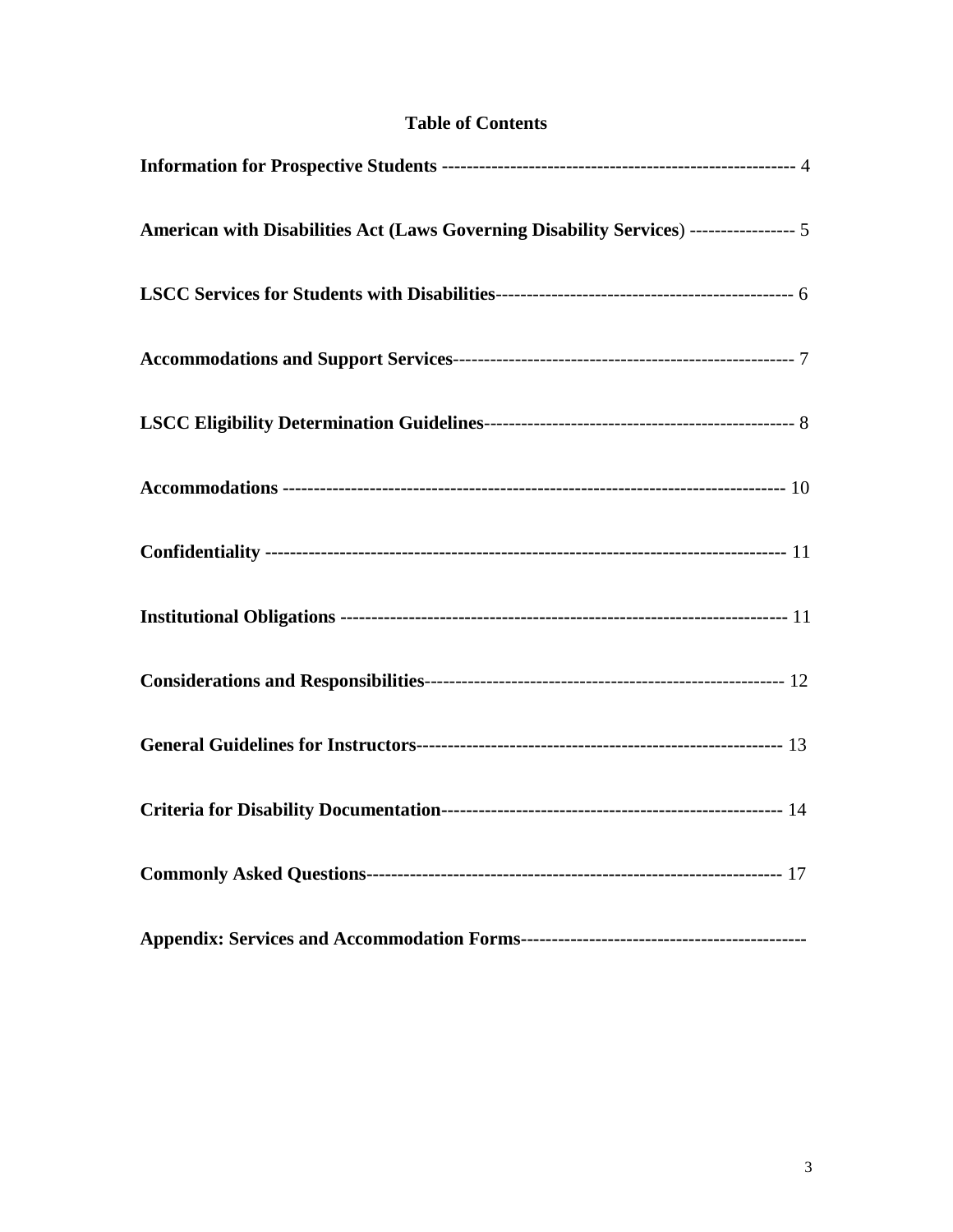# Table of Contents

**Information for Prospective Students** -------------------------------------------------------- 4

**American with Disabilities Act (Laws Governing Disability Services**) ----------------- 5

**LSCC Services for Students with Disabilities**------------------------------------------------ 6

**Accommodations and Support Services**------------------------------------------------------ 7

**LSCC Eligibility Determination Guidelines**-------------------------------------------------- 8

**Accommodations** ------------------------------------------------------------------------------- 10

**Confidentiality** ---------------------------------------------------------------------------------- 11

**Institutional Obligations** ---------------------------------------------------------------------- 11

**Considerations and Responsibilities**---------------------------------------------------------- 12

**General Guidelines for Instructors**----------------------------------------------------------- 13

**Criteria for Disability Documentation**------------------------------------------------------ 14

**Commonly Asked Questions**------------------------------------------------------------------ 17

**Appendix: Services and Accommodation Forms**---------------------------------------------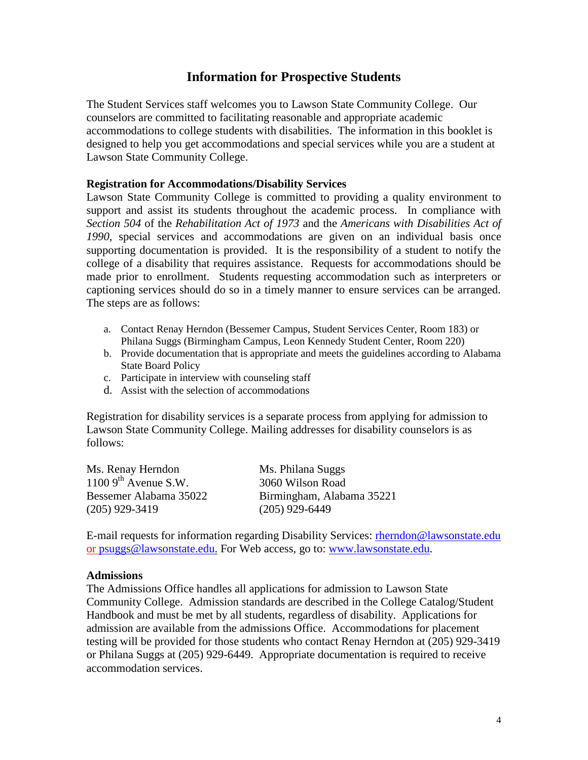## Information for Prospective Students

The Student Services staff welcomes you to Lawson State Community College. Our counselors are committed to facilitating reasonable and appropriate academic accommodations to college students with disabilities. The information in this booklet is designed to help you get accommodations and special services while you are a student at Lawson State Community College.

### Registration for Accommodations/Disability Services

Lawson State Community College is committed to providing a quality environment to support and assist its students throughout the academic process. In compliance with *Section 504* of the *Rehabilitation Act of 1973* and the *Americans with Disabilities Act of 1990*, special services and accommodations are given on an individual basis once supporting documentation is provided. It is the responsibility of a student to notify the college of a disability that requires assistance. Requests for accommodations should be made prior to enrollment. Students requesting accommodation such as interpreters or captioning services should do so in a timely manner to ensure services can be arranged. The steps are as follows:

a. Contact Renay Herndon (Bessemer Campus, Student Services Center, Room 183) or Philana Suggs (Birmingham Campus, Leon Kennedy Student Center, Room 220)
b. Provide documentation that is appropriate and meets the guidelines according to Alabama State Board Policy
c. Participate in interview with counseling staff
d. Assist with the selection of accommodations

Registration for disability services is a separate process from applying for admission to Lawson State Community College. Mailing addresses for disability counselors is as follows:

Ms. Renay Herndon
1100 9th Avenue S.W.
Bessemer Alabama 35022
(205) 929-3419

Ms. Philana Suggs
3060 Wilson Road
Birmingham, Alabama 35221
(205) 929-6449

E-mail requests for information regarding Disability Services: rherndon@lawsonstate.edu or psuggs@lawsonstate.edu. For Web access, go to: www.lawsonstate.edu.

### Admissions

The Admissions Office handles all applications for admission to Lawson State Community College. Admission standards are described in the College Catalog/Student Handbook and must be met by all students, regardless of disability. Applications for admission are available from the admissions Office. Accommodations for placement testing will be provided for those students who contact Renay Herndon at (205) 929-3419 or Philana Suggs at (205) 929-6449. Appropriate documentation is required to receive accommodation services.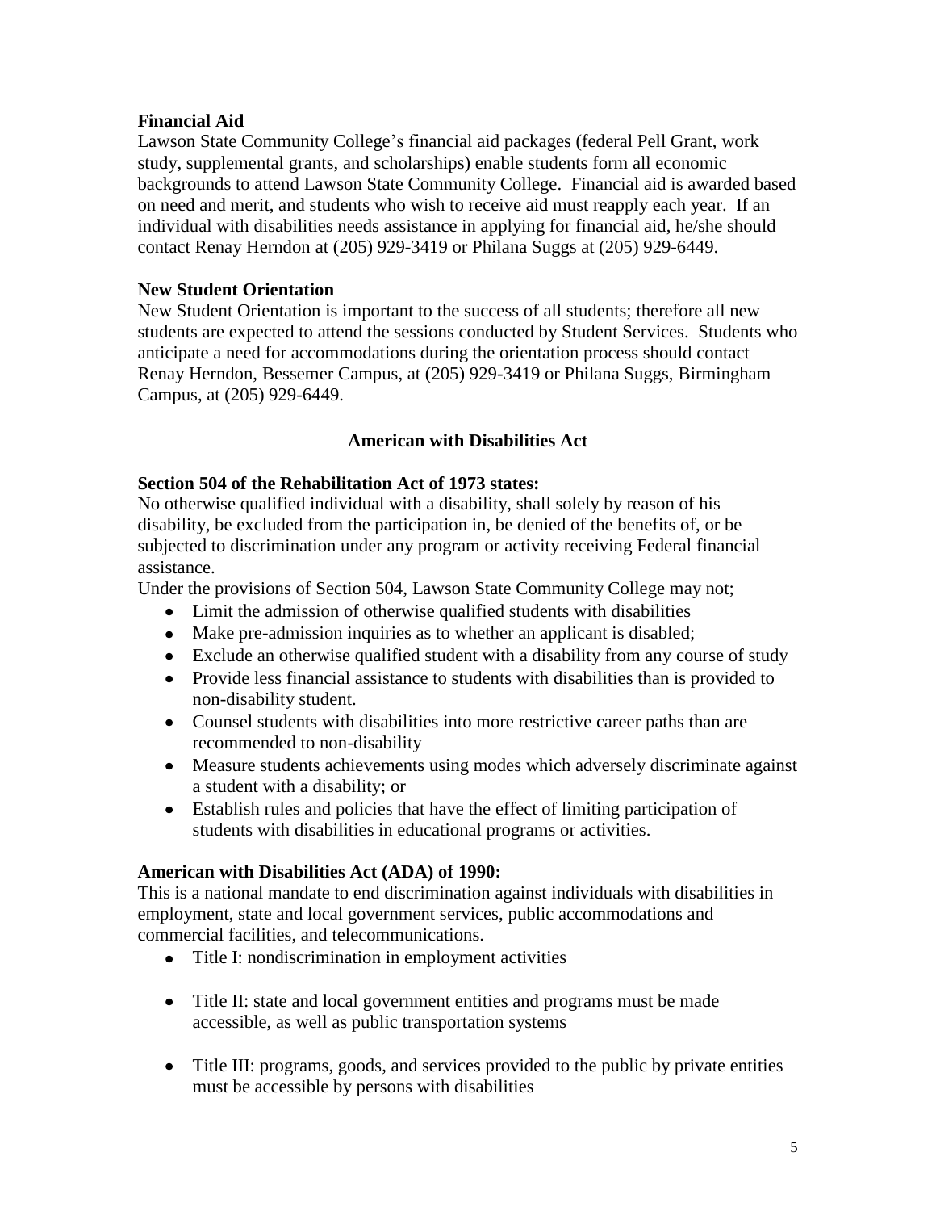**Financial Aid**

Lawson State Community College's financial aid packages (federal Pell Grant, work study, supplemental grants, and scholarships) enable students form all economic backgrounds to attend Lawson State Community College. Financial aid is awarded based on need and merit, and students who wish to receive aid must reapply each year. If an individual with disabilities needs assistance in applying for financial aid, he/she should contact Renay Herndon at (205) 929-3419 or Philana Suggs at (205) 929-6449.

**New Student Orientation**

New Student Orientation is important to the success of all students; therefore all new students are expected to attend the sessions conducted by Student Services. Students who anticipate a need for accommodations during the orientation process should contact Renay Herndon, Bessemer Campus, at (205) 929-3419 or Philana Suggs, Birmingham Campus, at (205) 929-6449.

## American with Disabilities Act

**Section 504 of the Rehabilitation Act of 1973 states:**

No otherwise qualified individual with a disability, shall solely by reason of his disability, be excluded from the participation in, be denied of the benefits of, or be subjected to discrimination under any program or activity receiving Federal financial assistance.

Under the provisions of Section 504, Lawson State Community College may not;

- Limit the admission of otherwise qualified students with disabilities
- Make pre-admission inquiries as to whether an applicant is disabled;
- Exclude an otherwise qualified student with a disability from any course of study
- Provide less financial assistance to students with disabilities than is provided to non-disability student.
- Counsel students with disabilities into more restrictive career paths than are recommended to non-disability
- Measure students achievements using modes which adversely discriminate against a student with a disability; or
- Establish rules and policies that have the effect of limiting participation of students with disabilities in educational programs or activities.

**American with Disabilities Act (ADA) of 1990:**

This is a national mandate to end discrimination against individuals with disabilities in employment, state and local government services, public accommodations and commercial facilities, and telecommunications.

- Title I: nondiscrimination in employment activities
- Title II: state and local government entities and programs must be made accessible, as well as public transportation systems
- Title III: programs, goods, and services provided to the public by private entities must be accessible by persons with disabilities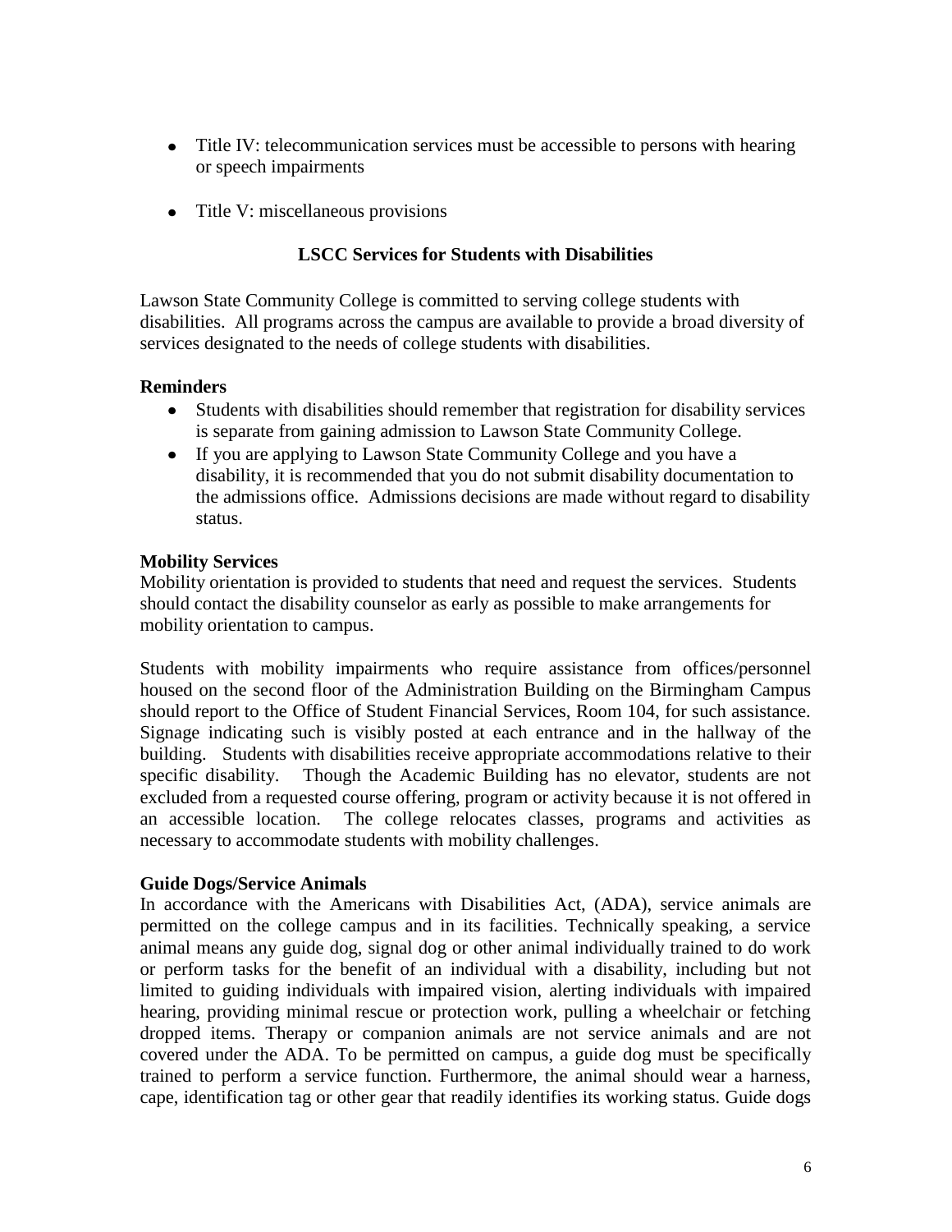- Title IV: telecommunication services must be accessible to persons with hearing or speech impairments

- Title V: miscellaneous provisions

## LSCC Services for Students with Disabilities

Lawson State Community College is committed to serving college students with disabilities. All programs across the campus are available to provide a broad diversity of services designated to the needs of college students with disabilities.

### Reminders

- Students with disabilities should remember that registration for disability services is separate from gaining admission to Lawson State Community College.
- If you are applying to Lawson State Community College and you have a disability, it is recommended that you do not submit disability documentation to the admissions office. Admissions decisions are made without regard to disability status.

### Mobility Services

Mobility orientation is provided to students that need and request the services. Students should contact the disability counselor as early as possible to make arrangements for mobility orientation to campus.

Students with mobility impairments who require assistance from offices/personnel housed on the second floor of the Administration Building on the Birmingham Campus should report to the Office of Student Financial Services, Room 104, for such assistance. Signage indicating such is visibly posted at each entrance and in the hallway of the building. Students with disabilities receive appropriate accommodations relative to their specific disability. Though the Academic Building has no elevator, students are not excluded from a requested course offering, program or activity because it is not offered in an accessible location. The college relocates classes, programs and activities as necessary to accommodate students with mobility challenges.

### Guide Dogs/Service Animals

In accordance with the Americans with Disabilities Act, (ADA), service animals are permitted on the college campus and in its facilities. Technically speaking, a service animal means any guide dog, signal dog or other animal individually trained to do work or perform tasks for the benefit of an individual with a disability, including but not limited to guiding individuals with impaired vision, alerting individuals with impaired hearing, providing minimal rescue or protection work, pulling a wheelchair or fetching dropped items. Therapy or companion animals are not service animals and are not covered under the ADA. To be permitted on campus, a guide dog must be specifically trained to perform a service function. Furthermore, the animal should wear a harness, cape, identification tag or other gear that readily identifies its working status. Guide dogs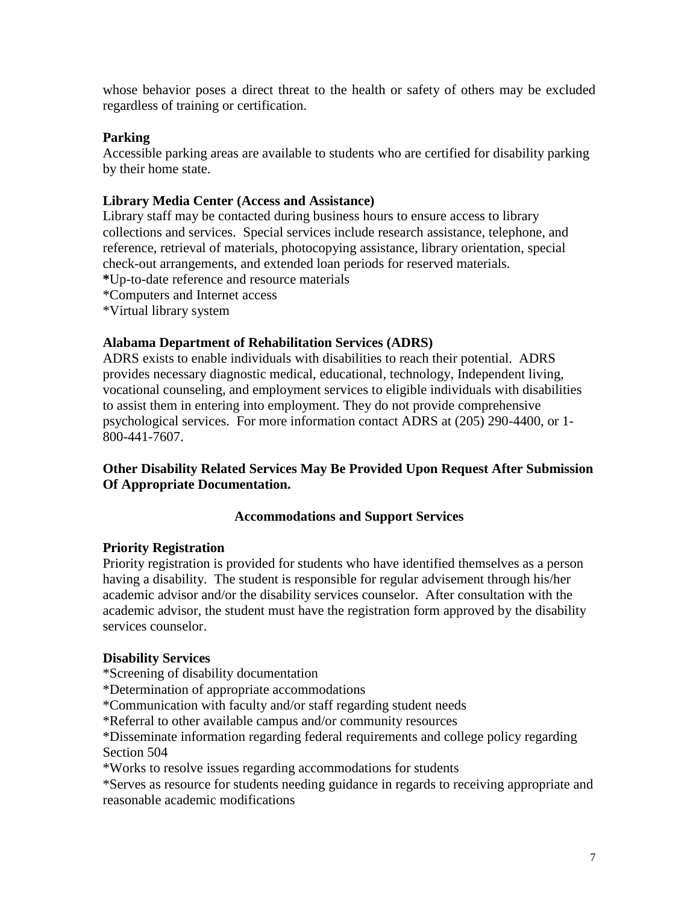whose behavior poses a direct threat to the health or safety of others may be excluded regardless of training or certification.

**Parking**

Accessible parking areas are available to students who are certified for disability parking by their home state.

**Library Media Center (Access and Assistance)**

Library staff may be contacted during business hours to ensure access to library collections and services. Special services include research assistance, telephone, and reference, retrieval of materials, photocopying assistance, library orientation, special check-out arrangements, and extended loan periods for reserved materials.

*Up-to-date reference and resource materials
*Computers and Internet access
*Virtual library system

**Alabama Department of Rehabilitation Services (ADRS)**

ADRS exists to enable individuals with disabilities to reach their potential. ADRS provides necessary diagnostic medical, educational, technology, Independent living, vocational counseling, and employment services to eligible individuals with disabilities to assist them in entering into employment. They do not provide comprehensive psychological services. For more information contact ADRS at (205) 290-4400, or 1-800-441-7607.

**Other Disability Related Services May Be Provided Upon Request After Submission Of Appropriate Documentation.**

## Accommodations and Support Services

**Priority Registration**

Priority registration is provided for students who have identified themselves as a person having a disability. The student is responsible for regular advisement through his/her academic advisor and/or the disability services counselor. After consultation with the academic advisor, the student must have the registration form approved by the disability services counselor.

**Disability Services**

*Screening of disability documentation
*Determination of appropriate accommodations
*Communication with faculty and/or staff regarding student needs
*Referral to other available campus and/or community resources
*Disseminate information regarding federal requirements and college policy regarding Section 504
*Works to resolve issues regarding accommodations for students
*Serves as resource for students needing guidance in regards to receiving appropriate and reasonable academic modifications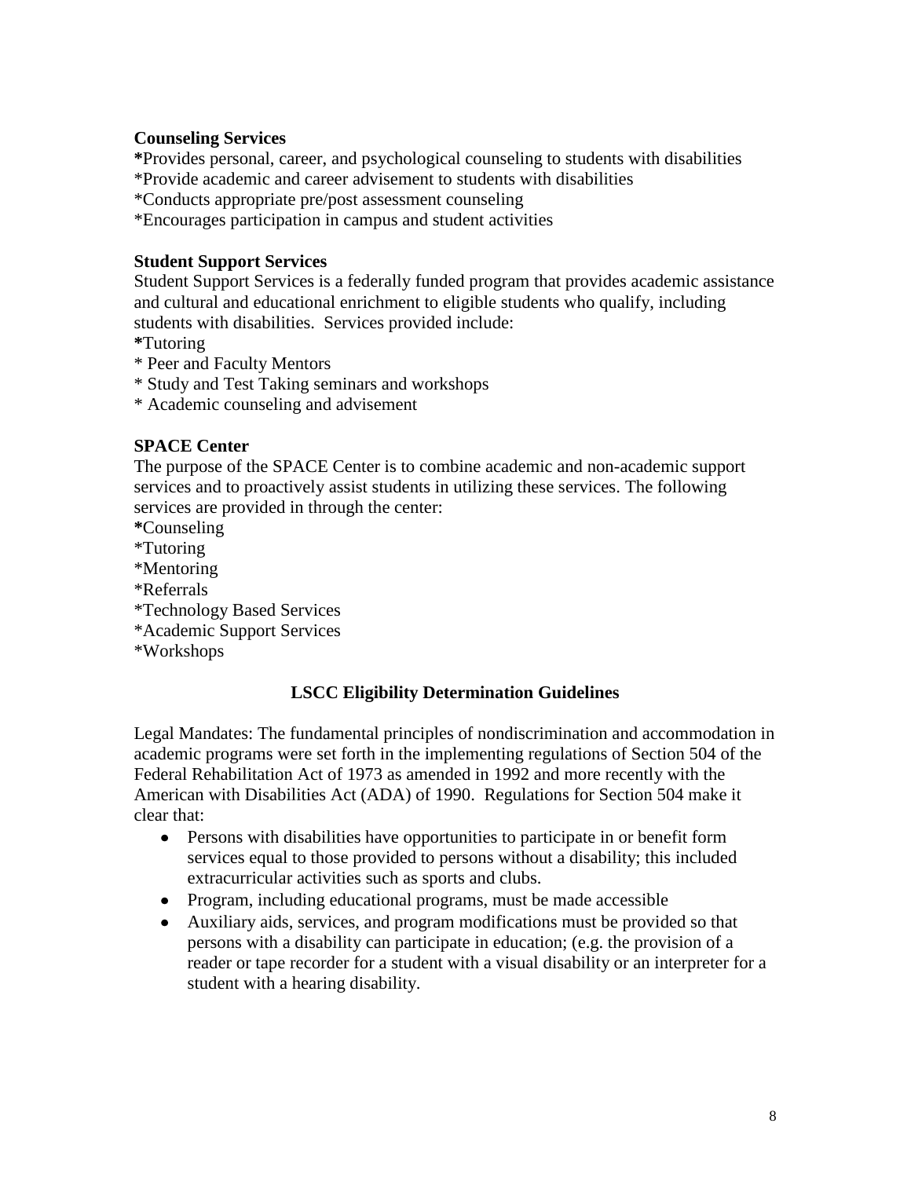**Counseling Services**

*Provides personal, career, and psychological counseling to students with disabilities
*Provide academic and career advisement to students with disabilities
*Conducts appropriate pre/post assessment counseling
*Encourages participation in campus and student activities

**Student Support Services**

Student Support Services is a federally funded program that provides academic assistance and cultural and educational enrichment to eligible students who qualify, including students with disabilities. Services provided include:

*Tutoring
* Peer and Faculty Mentors
* Study and Test Taking seminars and workshops
* Academic counseling and advisement

**SPACE Center**

The purpose of the SPACE Center is to combine academic and non-academic support services and to proactively assist students in utilizing these services. The following services are provided in through the center:

*Counseling
*Tutoring
*Mentoring
*Referrals
*Technology Based Services
*Academic Support Services
*Workshops

## LSCC Eligibility Determination Guidelines

Legal Mandates: The fundamental principles of nondiscrimination and accommodation in academic programs were set forth in the implementing regulations of Section 504 of the Federal Rehabilitation Act of 1973 as amended in 1992 and more recently with the American with Disabilities Act (ADA) of 1990. Regulations for Section 504 make it clear that:

- Persons with disabilities have opportunities to participate in or benefit form services equal to those provided to persons without a disability; this included extracurricular activities such as sports and clubs.
- Program, including educational programs, must be made accessible
- Auxiliary aids, services, and program modifications must be provided so that persons with a disability can participate in education; (e.g. the provision of a reader or tape recorder for a student with a visual disability or an interpreter for a student with a hearing disability.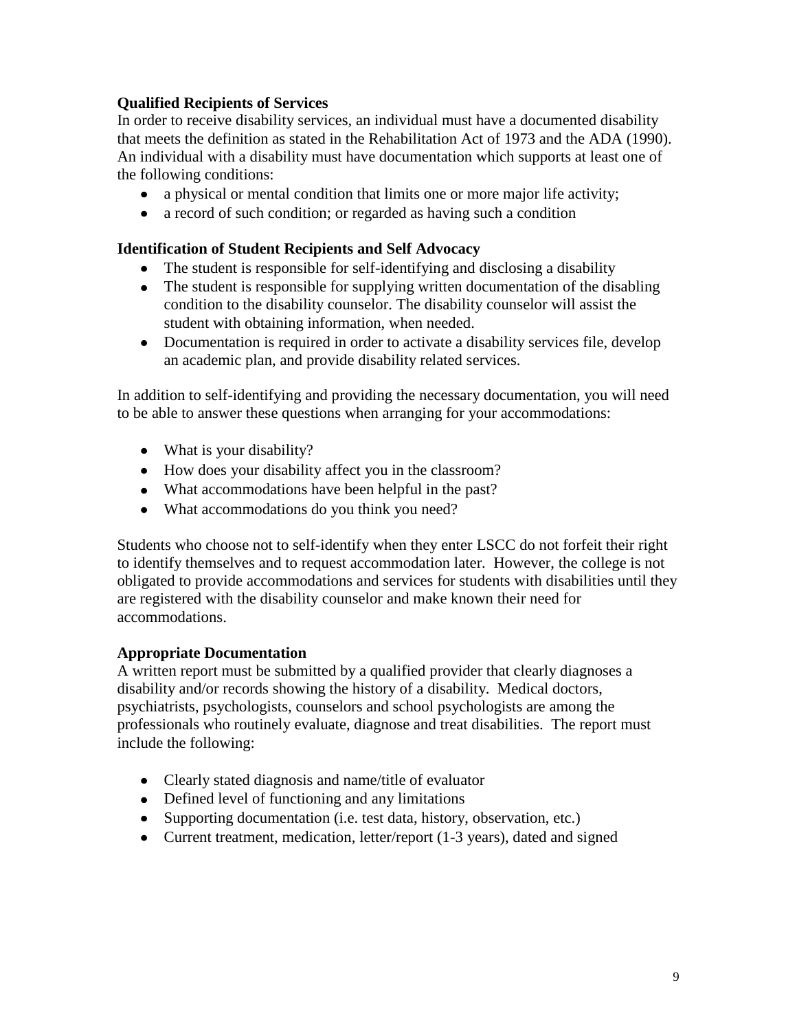**Qualified Recipients of Services**

In order to receive disability services, an individual must have a documented disability that meets the definition as stated in the Rehabilitation Act of 1973 and the ADA (1990). An individual with a disability must have documentation which supports at least one of the following conditions:

- a physical or mental condition that limits one or more major life activity;
- a record of such condition; or regarded as having such a condition

**Identification of Student Recipients and Self Advocacy**

- The student is responsible for self-identifying and disclosing a disability
- The student is responsible for supplying written documentation of the disabling condition to the disability counselor. The disability counselor will assist the student with obtaining information, when needed.
- Documentation is required in order to activate a disability services file, develop an academic plan, and provide disability related services.

In addition to self-identifying and providing the necessary documentation, you will need to be able to answer these questions when arranging for your accommodations:

- What is your disability?
- How does your disability affect you in the classroom?
- What accommodations have been helpful in the past?
- What accommodations do you think you need?

Students who choose not to self-identify when they enter LSCC do not forfeit their right to identify themselves and to request accommodation later. However, the college is not obligated to provide accommodations and services for students with disabilities until they are registered with the disability counselor and make known their need for accommodations.

**Appropriate Documentation**

A written report must be submitted by a qualified provider that clearly diagnoses a disability and/or records showing the history of a disability. Medical doctors, psychiatrists, psychologists, counselors and school psychologists are among the professionals who routinely evaluate, diagnose and treat disabilities. The report must include the following:

- Clearly stated diagnosis and name/title of evaluator
- Defined level of functioning and any limitations
- Supporting documentation (i.e. test data, history, observation, etc.)
- Current treatment, medication, letter/report (1-3 years), dated and signed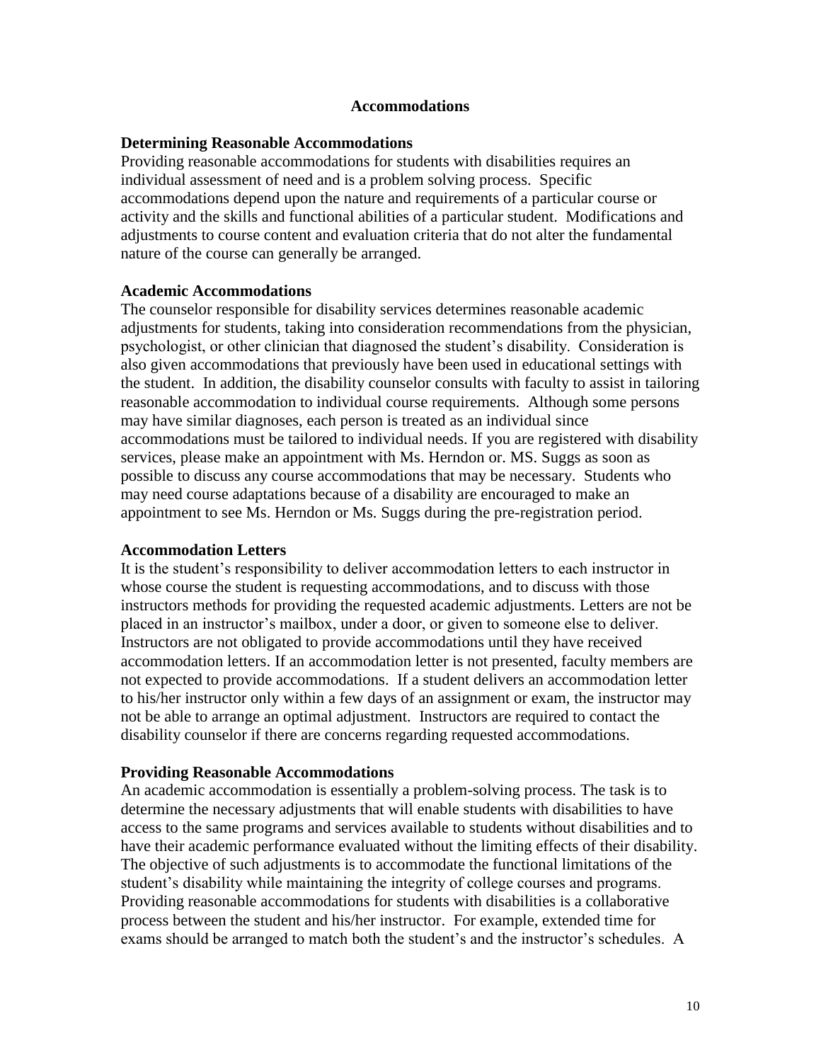## Accommodations

### Determining Reasonable Accommodations

Providing reasonable accommodations for students with disabilities requires an individual assessment of need and is a problem solving process. Specific accommodations depend upon the nature and requirements of a particular course or activity and the skills and functional abilities of a particular student. Modifications and adjustments to course content and evaluation criteria that do not alter the fundamental nature of the course can generally be arranged.

### Academic Accommodations

The counselor responsible for disability services determines reasonable academic adjustments for students, taking into consideration recommendations from the physician, psychologist, or other clinician that diagnosed the student's disability. Consideration is also given accommodations that previously have been used in educational settings with the student. In addition, the disability counselor consults with faculty to assist in tailoring reasonable accommodation to individual course requirements. Although some persons may have similar diagnoses, each person is treated as an individual since accommodations must be tailored to individual needs. If you are registered with disability services, please make an appointment with Ms. Herndon or. MS. Suggs as soon as possible to discuss any course accommodations that may be necessary. Students who may need course adaptations because of a disability are encouraged to make an appointment to see Ms. Herndon or Ms. Suggs during the pre-registration period.

### Accommodation Letters

It is the student's responsibility to deliver accommodation letters to each instructor in whose course the student is requesting accommodations, and to discuss with those instructors methods for providing the requested academic adjustments. Letters are not be placed in an instructor's mailbox, under a door, or given to someone else to deliver. Instructors are not obligated to provide accommodations until they have received accommodation letters. If an accommodation letter is not presented, faculty members are not expected to provide accommodations. If a student delivers an accommodation letter to his/her instructor only within a few days of an assignment or exam, the instructor may not be able to arrange an optimal adjustment. Instructors are required to contact the disability counselor if there are concerns regarding requested accommodations.

### Providing Reasonable Accommodations

An academic accommodation is essentially a problem-solving process. The task is to determine the necessary adjustments that will enable students with disabilities to have access to the same programs and services available to students without disabilities and to have their academic performance evaluated without the limiting effects of their disability. The objective of such adjustments is to accommodate the functional limitations of the student's disability while maintaining the integrity of college courses and programs. Providing reasonable accommodations for students with disabilities is a collaborative process between the student and his/her instructor. For example, extended time for exams should be arranged to match both the student's and the instructor's schedules. A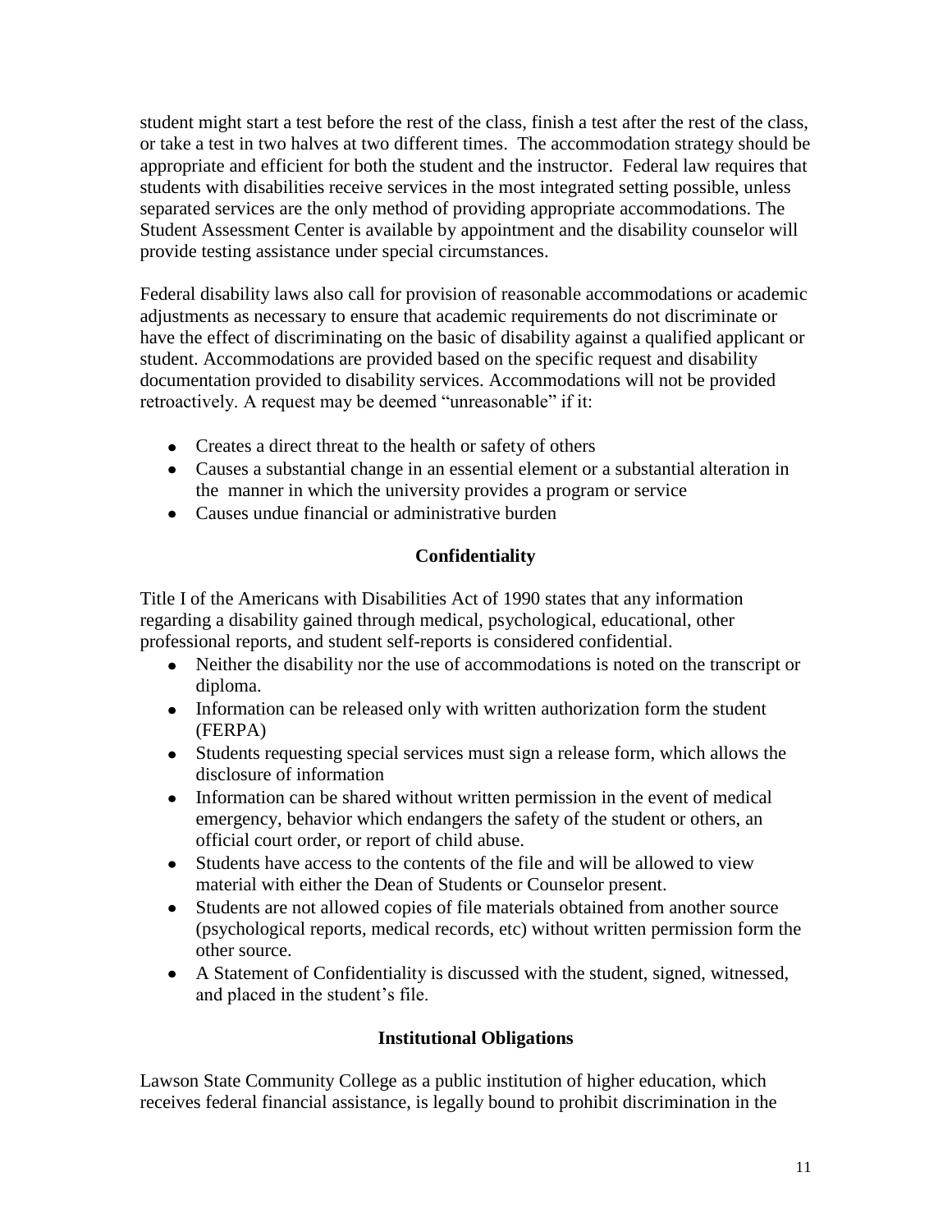student might start a test before the rest of the class, finish a test after the rest of the class, or take a test in two halves at two different times. The accommodation strategy should be appropriate and efficient for both the student and the instructor. Federal law requires that students with disabilities receive services in the most integrated setting possible, unless separated services are the only method of providing appropriate accommodations. The Student Assessment Center is available by appointment and the disability counselor will provide testing assistance under special circumstances.

Federal disability laws also call for provision of reasonable accommodations or academic adjustments as necessary to ensure that academic requirements do not discriminate or have the effect of discriminating on the basic of disability against a qualified applicant or student. Accommodations are provided based on the specific request and disability documentation provided to disability services. Accommodations will not be provided retroactively. A request may be deemed "unreasonable" if it:

- Creates a direct threat to the health or safety of others
- Causes a substantial change in an essential element or a substantial alteration in the manner in which the university provides a program or service
- Causes undue financial or administrative burden

## Confidentiality

Title I of the Americans with Disabilities Act of 1990 states that any information regarding a disability gained through medical, psychological, educational, other professional reports, and student self-reports is considered confidential.

- Neither the disability nor the use of accommodations is noted on the transcript or diploma.
- Information can be released only with written authorization form the student (FERPA)
- Students requesting special services must sign a release form, which allows the disclosure of information
- Information can be shared without written permission in the event of medical emergency, behavior which endangers the safety of the student or others, an official court order, or report of child abuse.
- Students have access to the contents of the file and will be allowed to view material with either the Dean of Students or Counselor present.
- Students are not allowed copies of file materials obtained from another source (psychological reports, medical records, etc) without written permission form the other source.
- A Statement of Confidentiality is discussed with the student, signed, witnessed, and placed in the student's file.

## Institutional Obligations

Lawson State Community College as a public institution of higher education, which receives federal financial assistance, is legally bound to prohibit discrimination in the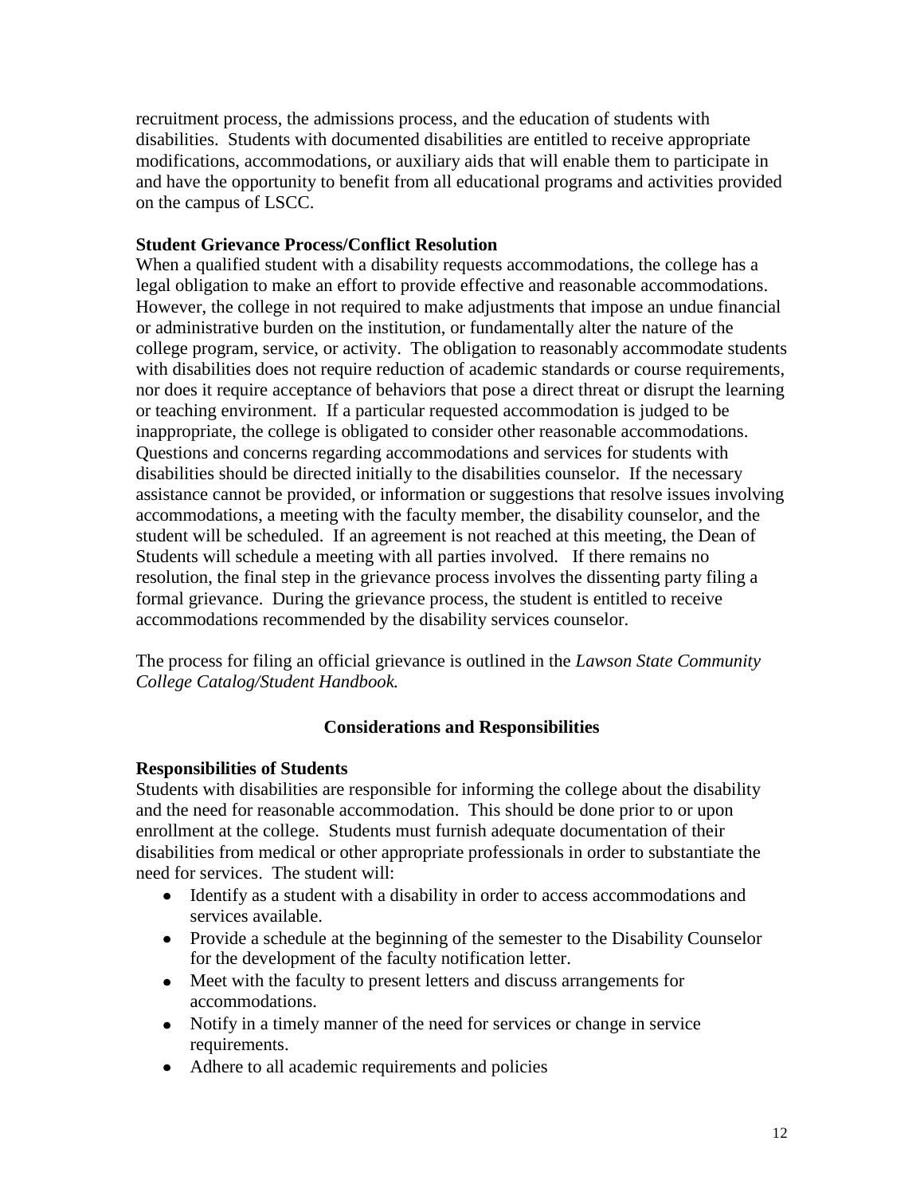recruitment process, the admissions process, and the education of students with disabilities. Students with documented disabilities are entitled to receive appropriate modifications, accommodations, or auxiliary aids that will enable them to participate in and have the opportunity to benefit from all educational programs and activities provided on the campus of LSCC.

**Student Grievance Process/Conflict Resolution**

When a qualified student with a disability requests accommodations, the college has a legal obligation to make an effort to provide effective and reasonable accommodations. However, the college in not required to make adjustments that impose an undue financial or administrative burden on the institution, or fundamentally alter the nature of the college program, service, or activity. The obligation to reasonably accommodate students with disabilities does not require reduction of academic standards or course requirements, nor does it require acceptance of behaviors that pose a direct threat or disrupt the learning or teaching environment. If a particular requested accommodation is judged to be inappropriate, the college is obligated to consider other reasonable accommodations. Questions and concerns regarding accommodations and services for students with disabilities should be directed initially to the disabilities counselor. If the necessary assistance cannot be provided, or information or suggestions that resolve issues involving accommodations, a meeting with the faculty member, the disability counselor, and the student will be scheduled. If an agreement is not reached at this meeting, the Dean of Students will schedule a meeting with all parties involved. If there remains no resolution, the final step in the grievance process involves the dissenting party filing a formal grievance. During the grievance process, the student is entitled to receive accommodations recommended by the disability services counselor.

The process for filing an official grievance is outlined in the *Lawson State Community College Catalog/Student Handbook.*

## Considerations and Responsibilities

**Responsibilities of Students**

Students with disabilities are responsible for informing the college about the disability and the need for reasonable accommodation. This should be done prior to or upon enrollment at the college. Students must furnish adequate documentation of their disabilities from medical or other appropriate professionals in order to substantiate the need for services. The student will:

- Identify as a student with a disability in order to access accommodations and services available.
- Provide a schedule at the beginning of the semester to the Disability Counselor for the development of the faculty notification letter.
- Meet with the faculty to present letters and discuss arrangements for accommodations.
- Notify in a timely manner of the need for services or change in service requirements.
- Adhere to all academic requirements and policies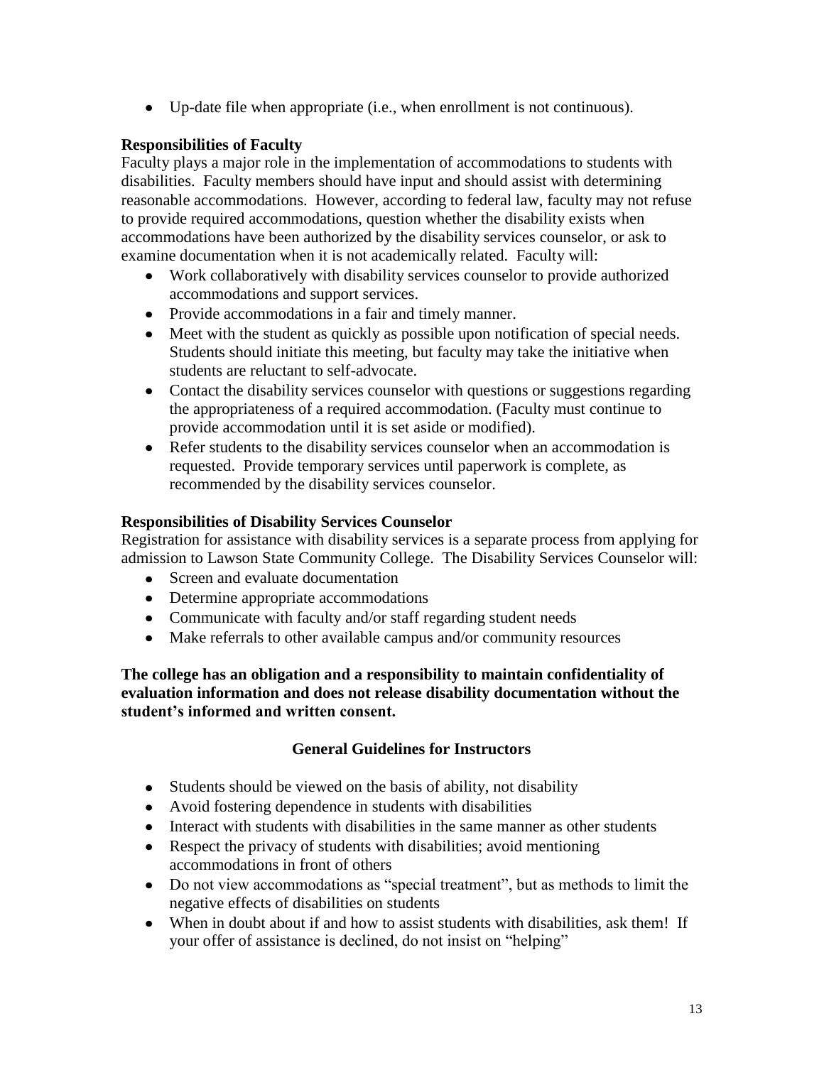- Up-date file when appropriate (i.e., when enrollment is not continuous).

**Responsibilities of Faculty**

Faculty plays a major role in the implementation of accommodations to students with disabilities. Faculty members should have input and should assist with determining reasonable accommodations. However, according to federal law, faculty may not refuse to provide required accommodations, question whether the disability exists when accommodations have been authorized by the disability services counselor, or ask to examine documentation when it is not academically related. Faculty will:

- Work collaboratively with disability services counselor to provide authorized accommodations and support services.
- Provide accommodations in a fair and timely manner.
- Meet with the student as quickly as possible upon notification of special needs. Students should initiate this meeting, but faculty may take the initiative when students are reluctant to self-advocate.
- Contact the disability services counselor with questions or suggestions regarding the appropriateness of a required accommodation. (Faculty must continue to provide accommodation until it is set aside or modified).
- Refer students to the disability services counselor when an accommodation is requested. Provide temporary services until paperwork is complete, as recommended by the disability services counselor.

**Responsibilities of Disability Services Counselor**

Registration for assistance with disability services is a separate process from applying for admission to Lawson State Community College. The Disability Services Counselor will:

- Screen and evaluate documentation
- Determine appropriate accommodations
- Communicate with faculty and/or staff regarding student needs
- Make referrals to other available campus and/or community resources

**The college has an obligation and a responsibility to maintain confidentiality of evaluation information and does not release disability documentation without the student's informed and written consent.**

## General Guidelines for Instructors

- Students should be viewed on the basis of ability, not disability
- Avoid fostering dependence in students with disabilities
- Interact with students with disabilities in the same manner as other students
- Respect the privacy of students with disabilities; avoid mentioning accommodations in front of others
- Do not view accommodations as "special treatment", but as methods to limit the negative effects of disabilities on students
- When in doubt about if and how to assist students with disabilities, ask them! If your offer of assistance is declined, do not insist on "helping"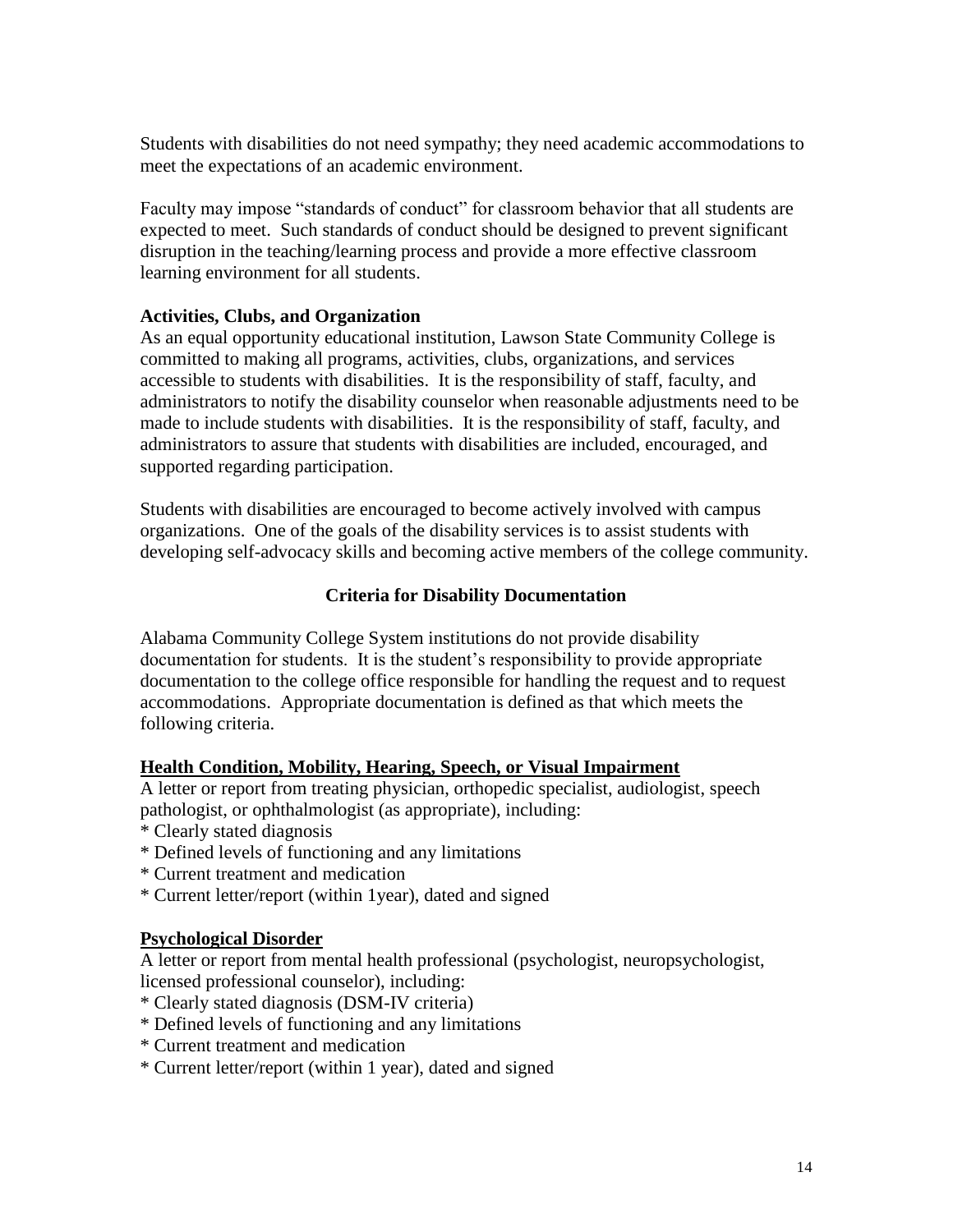Students with disabilities do not need sympathy; they need academic accommodations to meet the expectations of an academic environment.

Faculty may impose "standards of conduct" for classroom behavior that all students are expected to meet. Such standards of conduct should be designed to prevent significant disruption in the teaching/learning process and provide a more effective classroom learning environment for all students.

**Activities, Clubs, and Organization**

As an equal opportunity educational institution, Lawson State Community College is committed to making all programs, activities, clubs, organizations, and services accessible to students with disabilities. It is the responsibility of staff, faculty, and administrators to notify the disability counselor when reasonable adjustments need to be made to include students with disabilities. It is the responsibility of staff, faculty, and administrators to assure that students with disabilities are included, encouraged, and supported regarding participation.

Students with disabilities are encouraged to become actively involved with campus organizations. One of the goals of the disability services is to assist students with developing self-advocacy skills and becoming active members of the college community.

## Criteria for Disability Documentation

Alabama Community College System institutions do not provide disability documentation for students. It is the student's responsibility to provide appropriate documentation to the college office responsible for handling the request and to request accommodations. Appropriate documentation is defined as that which meets the following criteria.

**Health Condition, Mobility, Hearing, Speech, or Visual Impairment**

A letter or report from treating physician, orthopedic specialist, audiologist, speech pathologist, or ophthalmologist (as appropriate), including:

* Clearly stated diagnosis
* Defined levels of functioning and any limitations
* Current treatment and medication
* Current letter/report (within 1year), dated and signed

**Psychological Disorder**

A letter or report from mental health professional (psychologist, neuropsychologist, licensed professional counselor), including:

* Clearly stated diagnosis (DSM-IV criteria)
* Defined levels of functioning and any limitations
* Current treatment and medication
* Current letter/report (within 1 year), dated and signed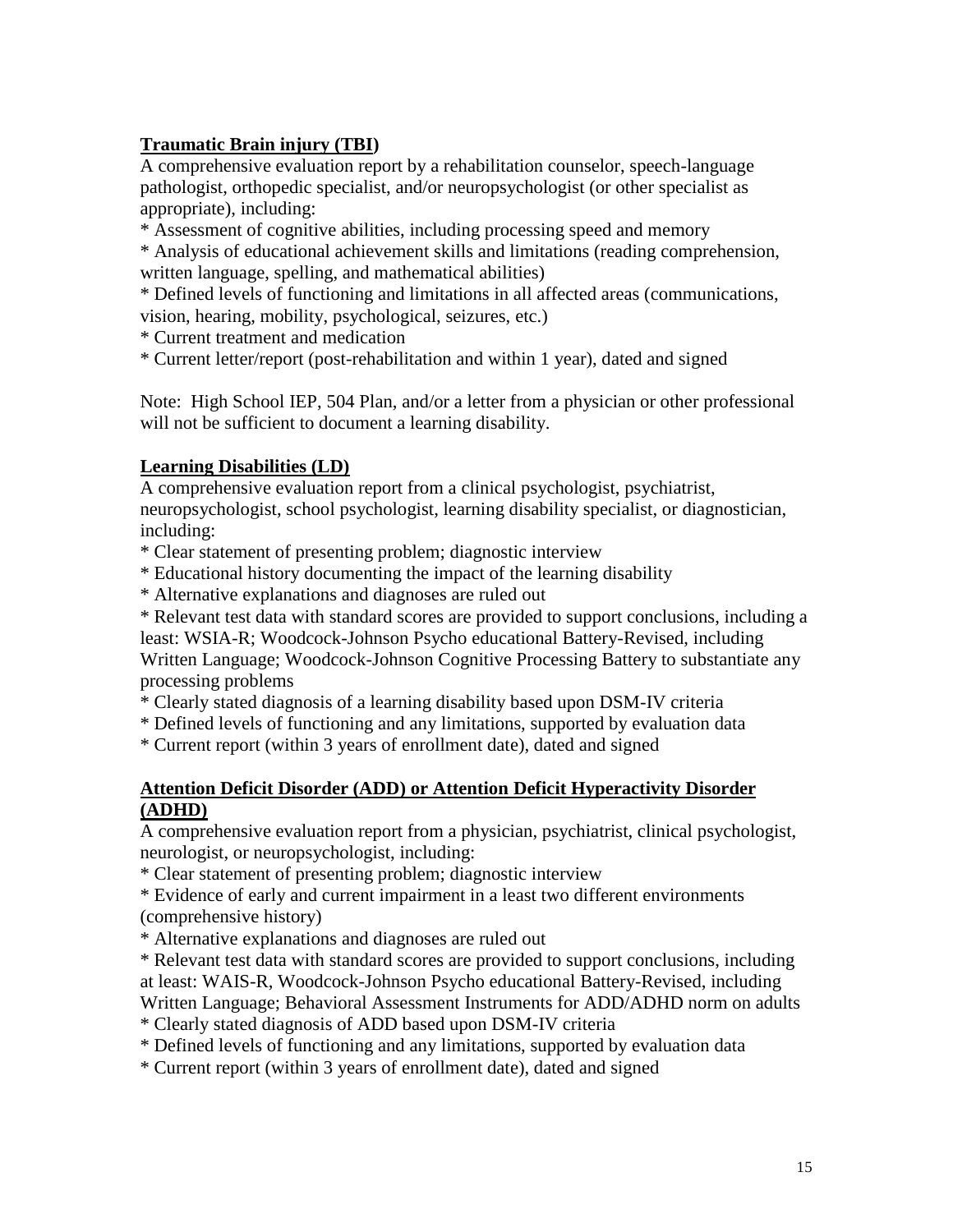**<u>Traumatic Brain injury (TBI)</u>**

A comprehensive evaluation report by a rehabilitation counselor, speech-language pathologist, orthopedic specialist, and/or neuropsychologist (or other specialist as appropriate), including:

* Assessment of cognitive abilities, including processing speed and memory
* Analysis of educational achievement skills and limitations (reading comprehension, written language, spelling, and mathematical abilities)
* Defined levels of functioning and limitations in all affected areas (communications, vision, hearing, mobility, psychological, seizures, etc.)
* Current treatment and medication
* Current letter/report (post-rehabilitation and within 1 year), dated and signed

Note: High School IEP, 504 Plan, and/or a letter from a physician or other professional will not be sufficient to document a learning disability.

**<u>Learning Disabilities (LD)</u>**

A comprehensive evaluation report from a clinical psychologist, psychiatrist, neuropsychologist, school psychologist, learning disability specialist, or diagnostician, including:

* Clear statement of presenting problem; diagnostic interview
* Educational history documenting the impact of the learning disability
* Alternative explanations and diagnoses are ruled out
* Relevant test data with standard scores are provided to support conclusions, including a least: WSIA-R; Woodcock-Johnson Psycho educational Battery-Revised, including Written Language; Woodcock-Johnson Cognitive Processing Battery to substantiate any processing problems
* Clearly stated diagnosis of a learning disability based upon DSM-IV criteria
* Defined levels of functioning and any limitations, supported by evaluation data
* Current report (within 3 years of enrollment date), dated and signed

**<u>Attention Deficit Disorder (ADD) or Attention Deficit Hyperactivity Disorder (ADHD)</u>**

A comprehensive evaluation report from a physician, psychiatrist, clinical psychologist, neurologist, or neuropsychologist, including:

* Clear statement of presenting problem; diagnostic interview
* Evidence of early and current impairment in a least two different environments (comprehensive history)
* Alternative explanations and diagnoses are ruled out
* Relevant test data with standard scores are provided to support conclusions, including at least: WAIS-R, Woodcock-Johnson Psycho educational Battery-Revised, including Written Language; Behavioral Assessment Instruments for ADD/ADHD norm on adults
* Clearly stated diagnosis of ADD based upon DSM-IV criteria
* Defined levels of functioning and any limitations, supported by evaluation data
* Current report (within 3 years of enrollment date), dated and signed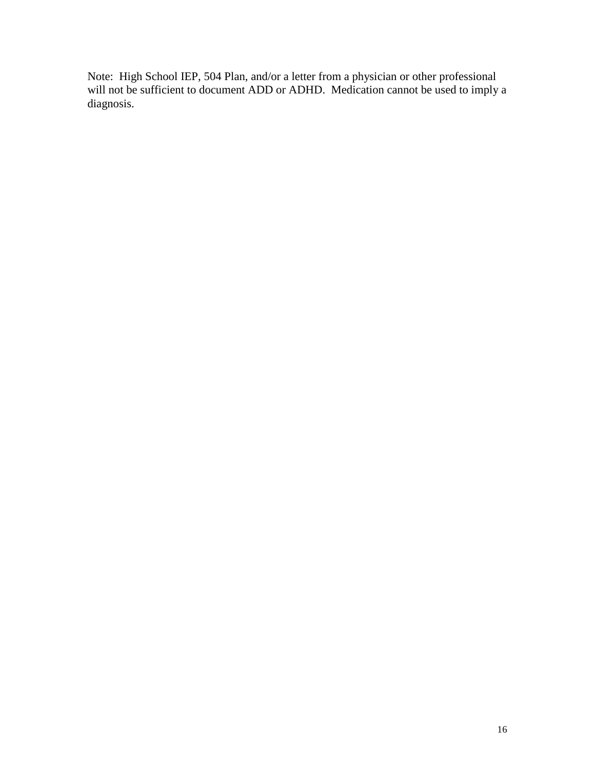Note:  High School IEP, 504 Plan, and/or a letter from a physician or other professional will not be sufficient to document ADD or ADHD.  Medication cannot be used to imply a diagnosis.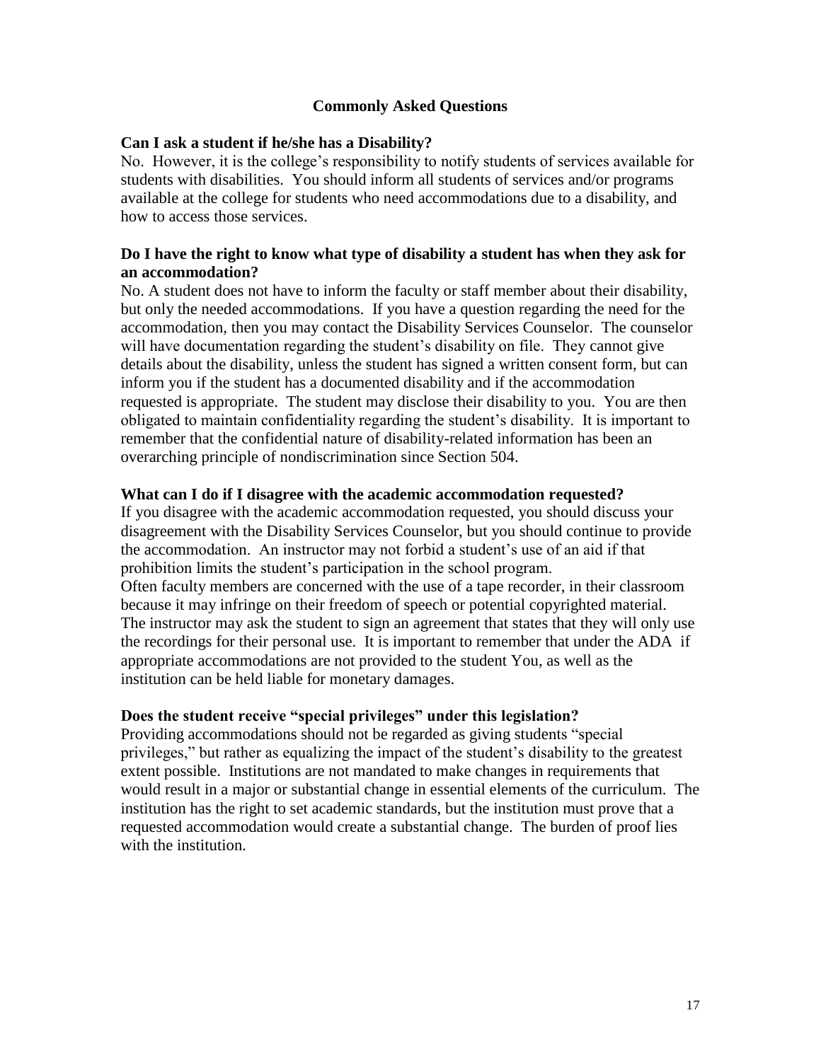## Commonly Asked Questions

**Can I ask a student if he/she has a Disability?**

No. However, it is the college's responsibility to notify students of services available for students with disabilities. You should inform all students of services and/or programs available at the college for students who need accommodations due to a disability, and how to access those services.

**Do I have the right to know what type of disability a student has when they ask for an accommodation?**

No. A student does not have to inform the faculty or staff member about their disability, but only the needed accommodations. If you have a question regarding the need for the accommodation, then you may contact the Disability Services Counselor. The counselor will have documentation regarding the student's disability on file. They cannot give details about the disability, unless the student has signed a written consent form, but can inform you if the student has a documented disability and if the accommodation requested is appropriate. The student may disclose their disability to you. You are then obligated to maintain confidentiality regarding the student's disability. It is important to remember that the confidential nature of disability-related information has been an overarching principle of nondiscrimination since Section 504.

**What can I do if I disagree with the academic accommodation requested?**

If you disagree with the academic accommodation requested, you should discuss your disagreement with the Disability Services Counselor, but you should continue to provide the accommodation. An instructor may not forbid a student's use of an aid if that prohibition limits the student's participation in the school program.

Often faculty members are concerned with the use of a tape recorder, in their classroom because it may infringe on their freedom of speech or potential copyrighted material. The instructor may ask the student to sign an agreement that states that they will only use the recordings for their personal use. It is important to remember that under the ADA if appropriate accommodations are not provided to the student You, as well as the institution can be held liable for monetary damages.

**Does the student receive "special privileges" under this legislation?**

Providing accommodations should not be regarded as giving students "special privileges," but rather as equalizing the impact of the student's disability to the greatest extent possible. Institutions are not mandated to make changes in requirements that would result in a major or substantial change in essential elements of the curriculum. The institution has the right to set academic standards, but the institution must prove that a requested accommodation would create a substantial change. The burden of proof lies with the institution.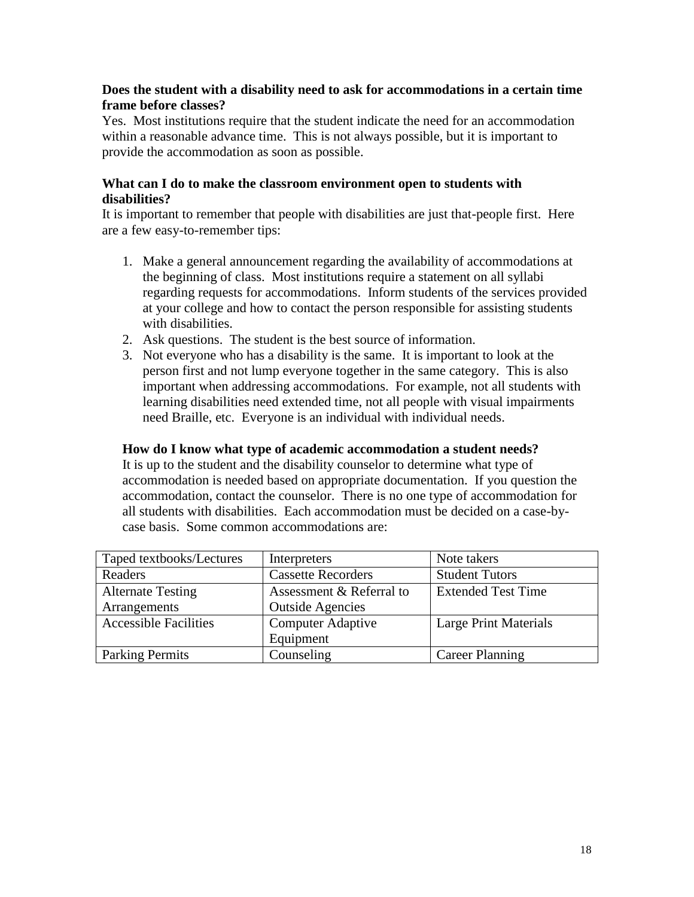**Does the student with a disability need to ask for accommodations in a certain time frame before classes?**

Yes. Most institutions require that the student indicate the need for an accommodation within a reasonable advance time. This is not always possible, but it is important to provide the accommodation as soon as possible.

**What can I do to make the classroom environment open to students with disabilities?**

It is important to remember that people with disabilities are just that-people first. Here are a few easy-to-remember tips:

1. Make a general announcement regarding the availability of accommodations at the beginning of class. Most institutions require a statement on all syllabi regarding requests for accommodations. Inform students of the services provided at your college and how to contact the person responsible for assisting students with disabilities.
2. Ask questions. The student is the best source of information.
3. Not everyone who has a disability is the same. It is important to look at the person first and not lump everyone together in the same category. This is also important when addressing accommodations. For example, not all students with learning disabilities need extended time, not all people with visual impairments need Braille, etc. Everyone is an individual with individual needs.

**How do I know what type of academic accommodation a student needs?**

It is up to the student and the disability counselor to determine what type of accommodation is needed based on appropriate documentation. If you question the accommodation, contact the counselor. There is no one type of accommodation for all students with disabilities. Each accommodation must be decided on a case-by-case basis. Some common accommodations are:

| | | |
|---|---|---|
| Taped textbooks/Lectures | Interpreters | Note takers |
| Readers | Cassette Recorders | Student Tutors |
| Alternate Testing Arrangements | Assessment & Referral to Outside Agencies | Extended Test Time |
| Accessible Facilities | Computer Adaptive Equipment | Large Print Materials |
| Parking Permits | Counseling | Career Planning |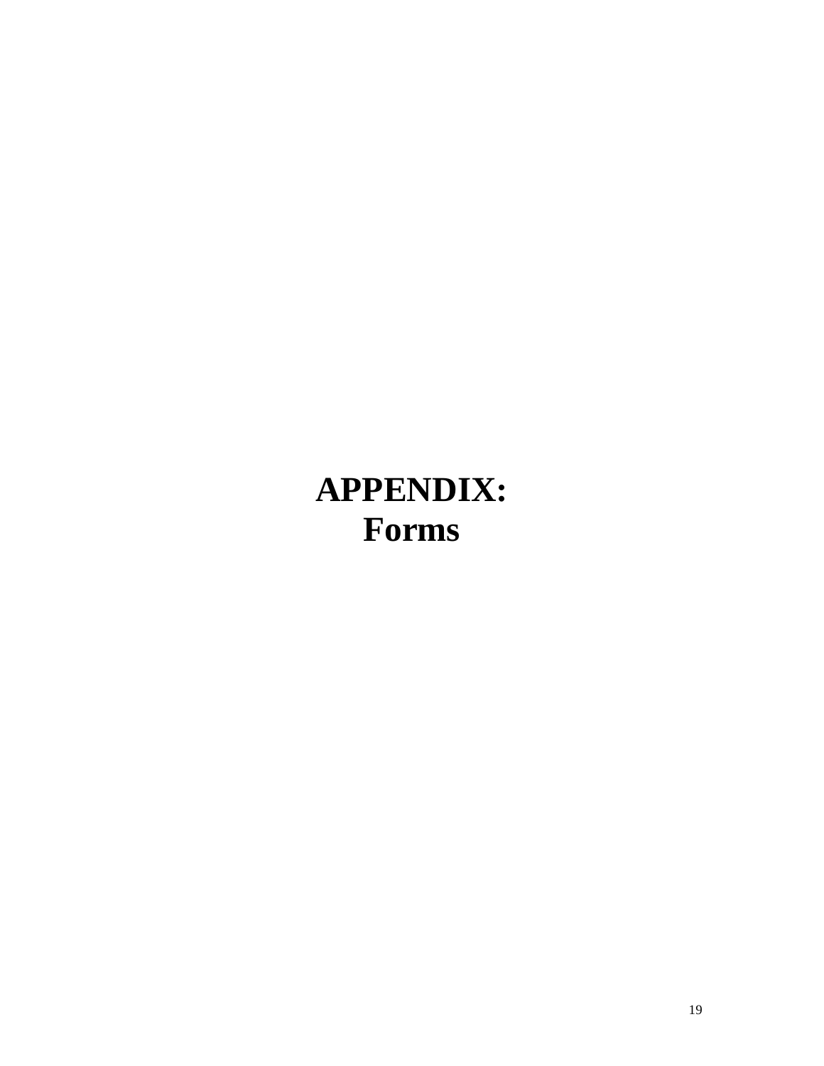# APPENDIX:
# Forms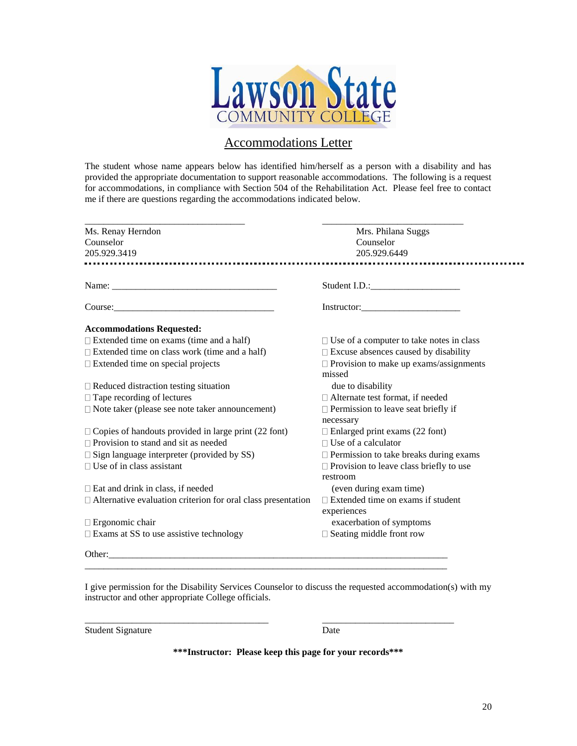Lawson State COMMUNITY COLLEGE

# Accommodations Letter

The student whose name appears below has identified him/herself as a person with a disability and has provided the appropriate documentation to support reasonable accommodations. The following is a request for accommodations, in compliance with Section 504 of the Rehabilitation Act. Please feel free to contact me if there are questions regarding the accommodations indicated below.

| ________________________________ | ________________________________ |
|---|---|
| Ms. Renay Herndon<br>Counselor<br>205.929.3419 | Mrs. Philana Suggs<br>Counselor<br>205.929.6449 |

Name: ___________________________________ Student I.D.:___________________

Course:__________________________________ Instructor:____________________

**Accommodations Requested:**

- ☐ Extended time on exams (time and a half)
- ☐ Extended time on class work (time and a half)
- ☐ Extended time on special projects
- ☐ Reduced distraction testing situation
- ☐ Tape recording of lectures
- ☐ Note taker (please see note taker announcement)
- ☐ Copies of handouts provided in large print (22 font)
- ☐ Provision to stand and sit as needed
- ☐ Sign language interpreter (provided by SS)
- ☐ Use of in class assistant
- ☐ Eat and drink in class, if needed
- ☐ Alternative evaluation criterion for oral class presentation
- ☐ Ergonomic chair
- ☐ Exams at SS to use assistive technology
- ☐ Use of a computer to take notes in class
- ☐ Excuse absences caused by disability
- ☐ Provision to make up exams/assignments missed due to disability
- ☐ Alternate test format, if needed
- ☐ Permission to leave seat briefly if necessary
- ☐ Enlarged print exams (22 font)
- ☐ Use of a calculator
- ☐ Permission to take breaks during exams
- ☐ Provision to leave class briefly to use restroom (even during exam time)
- ☐ Extended time on exams if student experiences exacerbation of symptoms
- ☐ Seating middle front row

Other:___________________________________________________________________________

_________________________________________________________________________________

I give permission for the Disability Services Counselor to discuss the requested accommodation(s) with my instructor and other appropriate College officials.

________________________________________ ____________________________

Student Signature Date

**\*\*\*Instructor: Please keep this page for your records\*\*\***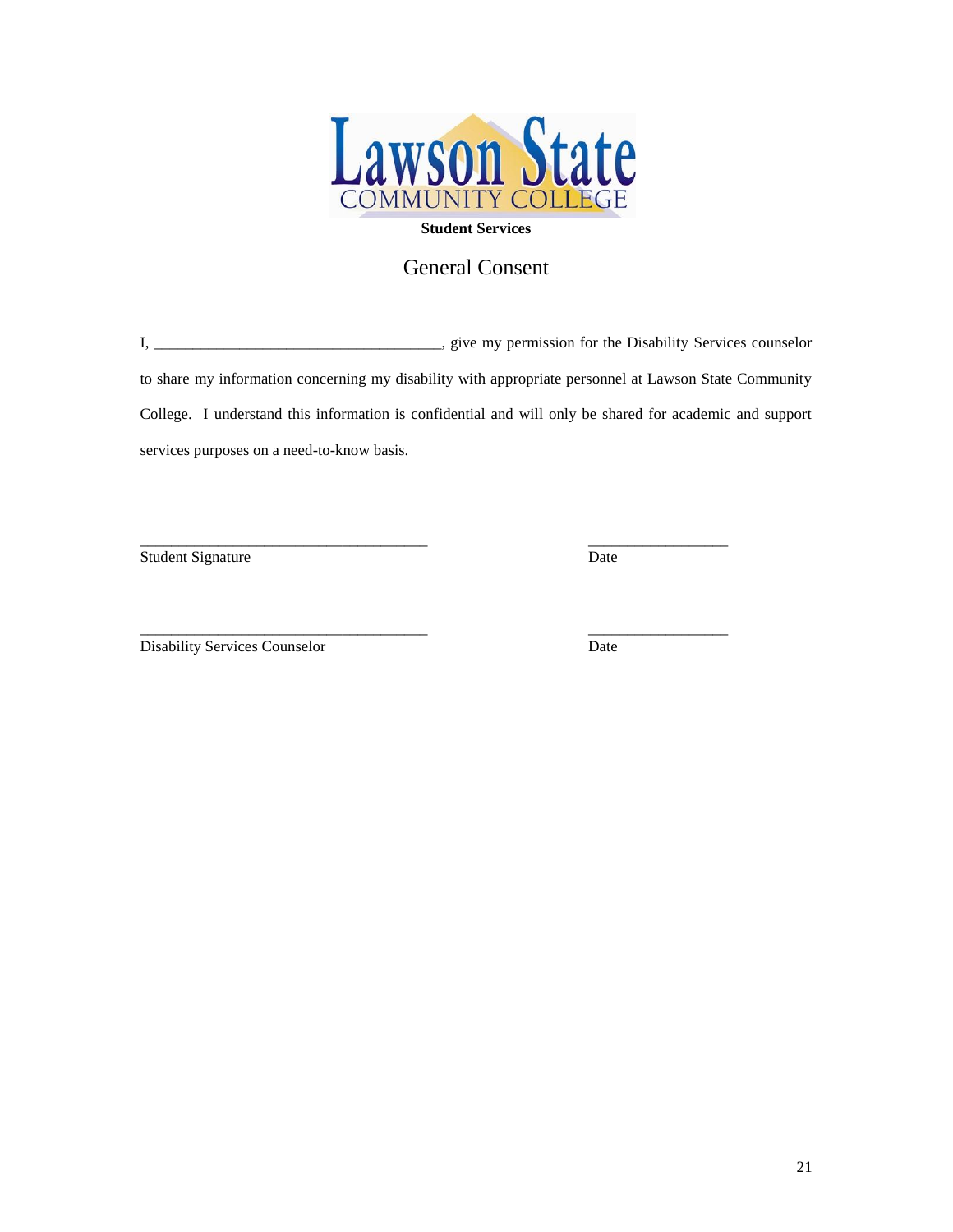Lawson State
COMMUNITY COLLEGE

**Student Services**

# General Consent

I, \_\_\_\_\_\_\_\_\_\_\_\_\_\_\_\_\_\_\_\_\_\_\_\_\_\_\_\_\_\_\_\_\_\_\_\_\_\_, give my permission for the Disability Services counselor to share my information concerning my disability with appropriate personnel at Lawson State Community College. I understand this information is confidential and will only be shared for academic and support services purposes on a need-to-know basis.

\_\_\_\_\_\_\_\_\_\_\_\_\_\_\_\_\_\_\_\_\_\_\_\_\_\_\_\_\_\_\_\_\_\_\_\_\_\_ \_\_\_\_\_\_\_\_\_\_\_\_\_\_\_\_\_\_\_

Student Signature Date

\_\_\_\_\_\_\_\_\_\_\_\_\_\_\_\_\_\_\_\_\_\_\_\_\_\_\_\_\_\_\_\_\_\_\_\_\_\_ \_\_\_\_\_\_\_\_\_\_\_\_\_\_\_\_\_\_\_

Disability Services Counselor Date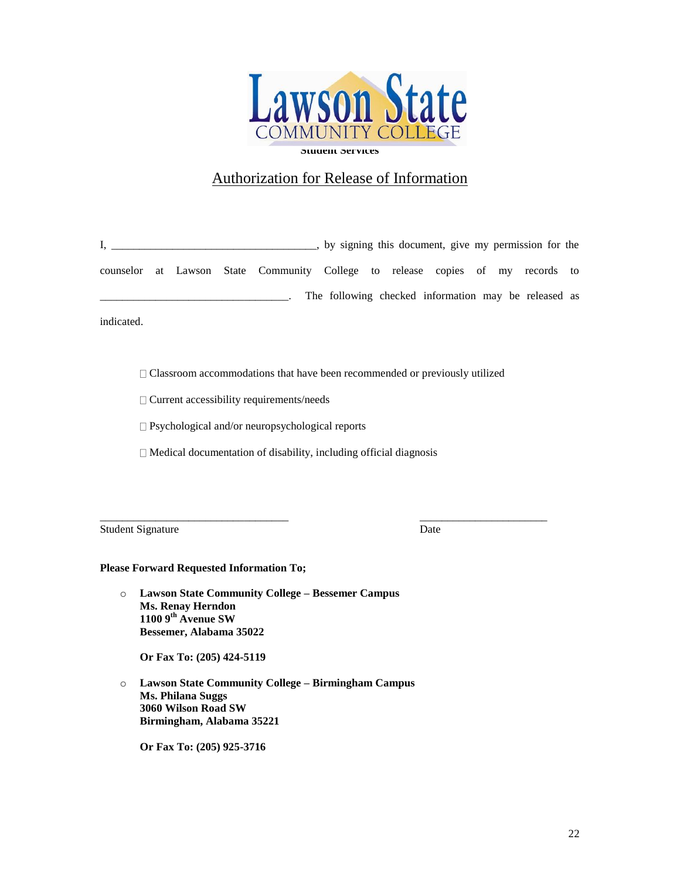Lawson State COMMUNITY COLLEGE

Student Services

# Authorization for Release of Information

I, ____________________________________, by signing this document, give my permission for the counselor at Lawson State Community College to release copies of my records to __________________________________. The following checked information may be released as indicated.

- ☐ Classroom accommodations that have been recommended or previously utilized
- ☐ Current accessibility requirements/needs
- ☐ Psychological and/or neuropsychological reports
- ☐ Medical documentation of disability, including official diagnosis

_________________________________ Student Signature

______________________ Date

**Please Forward Requested Information To;**

- **Lawson State Community College – Bessemer Campus**
  **Ms. Renay Herndon**
  **1100 9th Avenue SW**
  **Bessemer, Alabama 35022**

  **Or Fax To: (205) 424-5119**

- **Lawson State Community College – Birmingham Campus**
  **Ms. Philana Suggs**
  **3060 Wilson Road SW**
  **Birmingham, Alabama 35221**

  **Or Fax To: (205) 925-3716**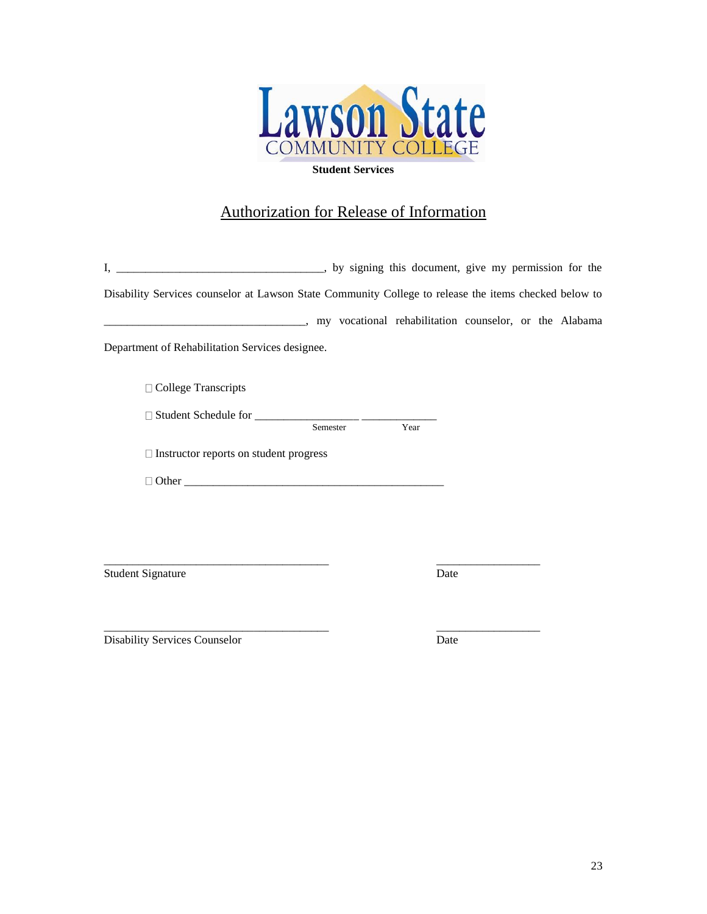Lawson State COMMUNITY COLLEGE

**Student Services**

# Authorization for Release of Information

I, ___________________________________, by signing this document, give my permission for the Disability Services counselor at Lawson State Community College to release the items checked below to ___________________________________, my vocational rehabilitation counselor, or the Alabama Department of Rehabilitation Services designee.

- ☐ College Transcripts
- ☐ Student Schedule for __________________ _____________
  Semester Year
- ☐ Instructor reports on student progress
- ☐ Other _______________________________________________

_______________________________________ __________________
Student Signature Date

_______________________________________ __________________
Disability Services Counselor Date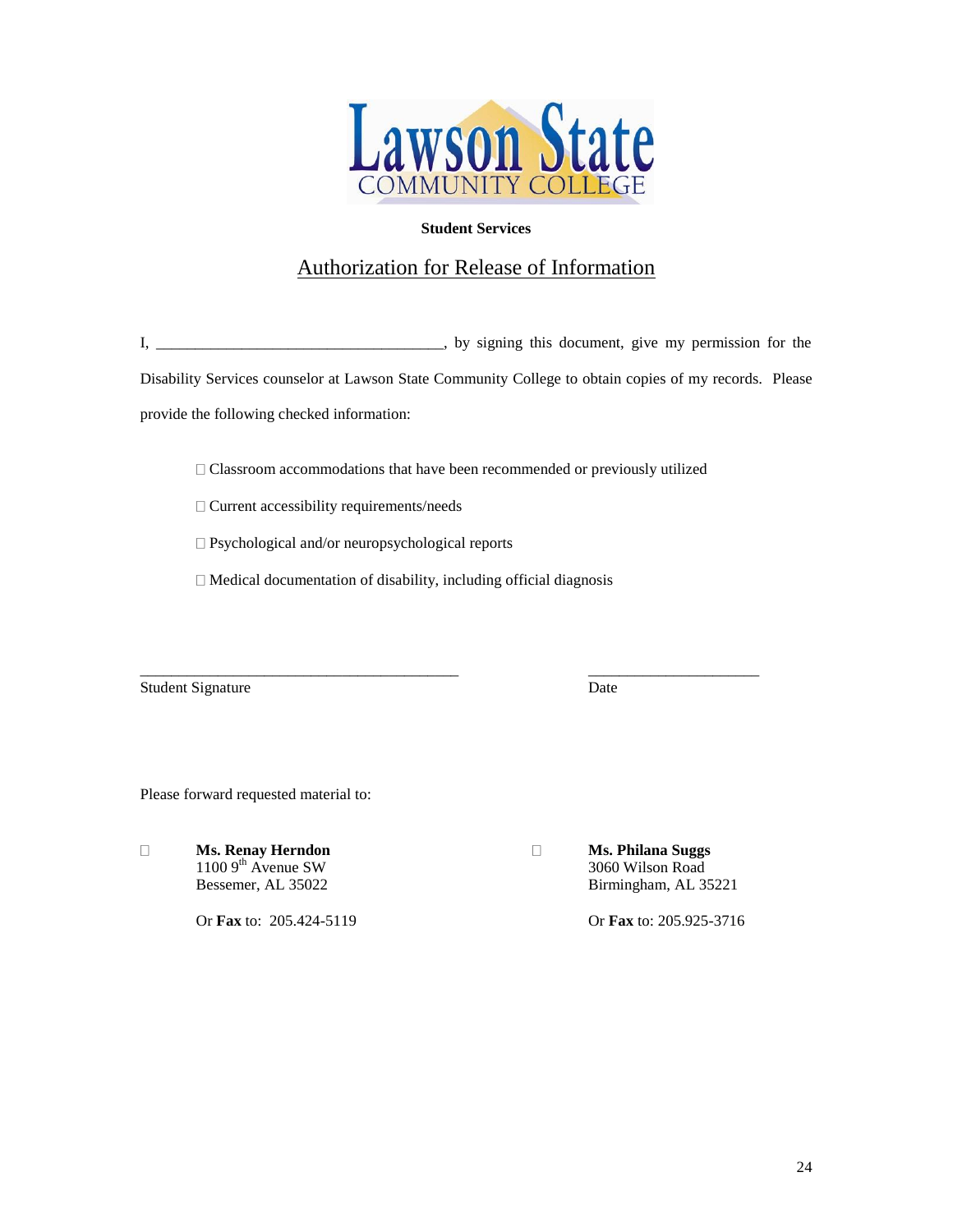Lawson State COMMUNITY COLLEGE

**Student Services**

# Authorization for Release of Information

I, ____________________________________, by signing this document, give my permission for the Disability Services counselor at Lawson State Community College to obtain copies of my records. Please provide the following checked information:

- ☐ Classroom accommodations that have been recommended or previously utilized
- ☐ Current accessibility requirements/needs
- ☐ Psychological and/or neuropsychological reports
- ☐ Medical documentation of disability, including official diagnosis

_________________________________________ &nbsp;&nbsp;&nbsp;&nbsp;&nbsp;&nbsp;&nbsp;&nbsp; ______________________

Student Signature &nbsp;&nbsp;&nbsp;&nbsp;&nbsp;&nbsp;&nbsp;&nbsp;&nbsp;&nbsp;&nbsp;&nbsp;&nbsp;&nbsp;&nbsp;&nbsp;&nbsp;&nbsp;&nbsp;&nbsp;&nbsp;&nbsp;&nbsp;&nbsp;&nbsp;&nbsp;&nbsp;&nbsp;&nbsp;&nbsp;&nbsp;&nbsp;&nbsp;&nbsp;&nbsp; Date

Please forward requested material to:

☐ **Ms. Renay Herndon**
1100 9th Avenue SW
Bessemer, AL 35022

Or **Fax** to: 205.424-5119

☐ **Ms. Philana Suggs**
3060 Wilson Road
Birmingham, AL 35221

Or **Fax** to: 205.925-3716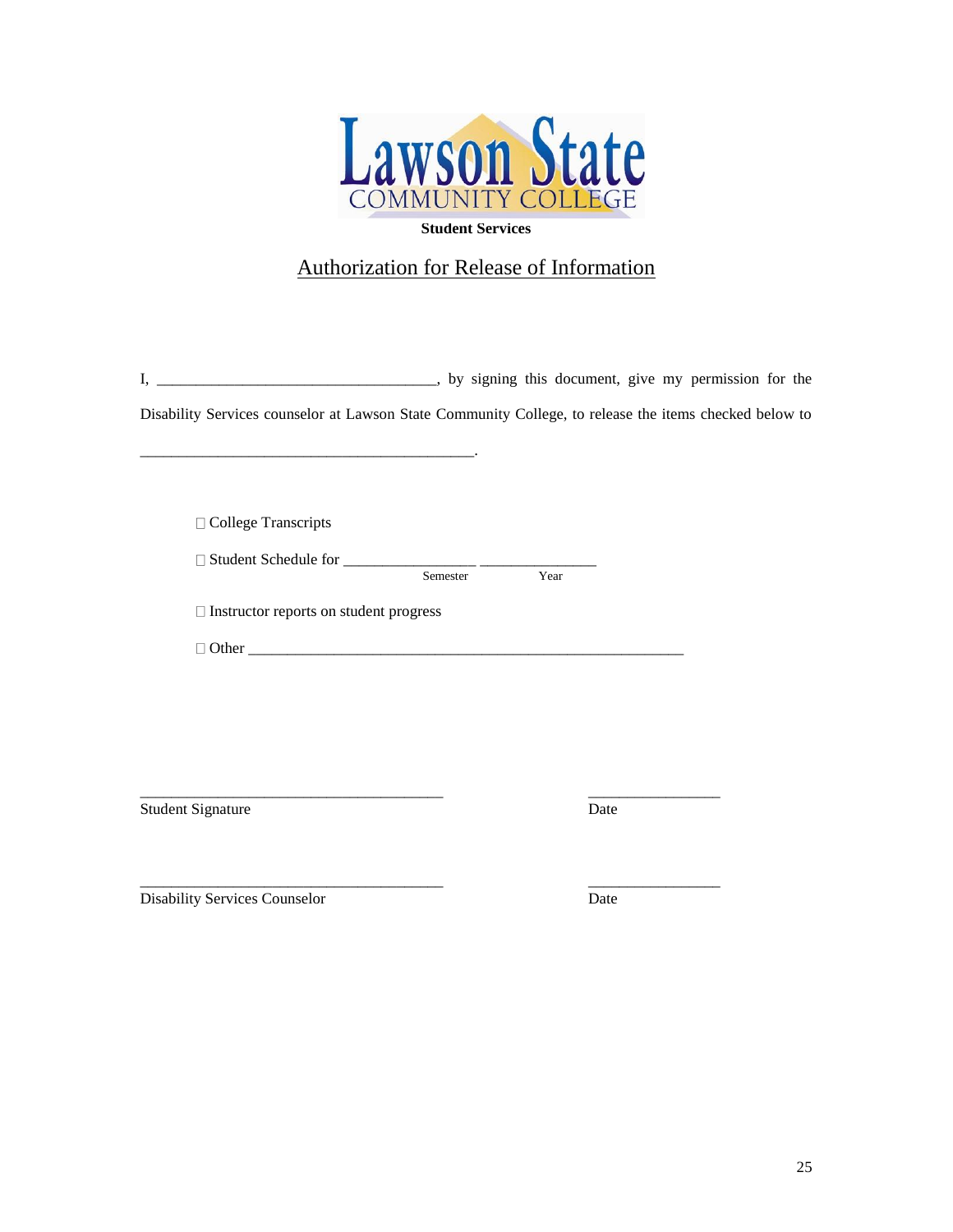Lawson State
COMMUNITY COLLEGE

**Student Services**

## Authorization for Release of Information

I, ____________________________________, by signing this document, give my permission for the Disability Services counselor at Lawson State Community College, to release the items checked below to

___________________________________________.

☐ College Transcripts

☐ Student Schedule for _________________ _______________
Semester Year

☐ Instructor reports on student progress

☐ Other ________________________________________________________

_______________________________________ _________________
Student Signature Date

_______________________________________ _________________
Disability Services Counselor Date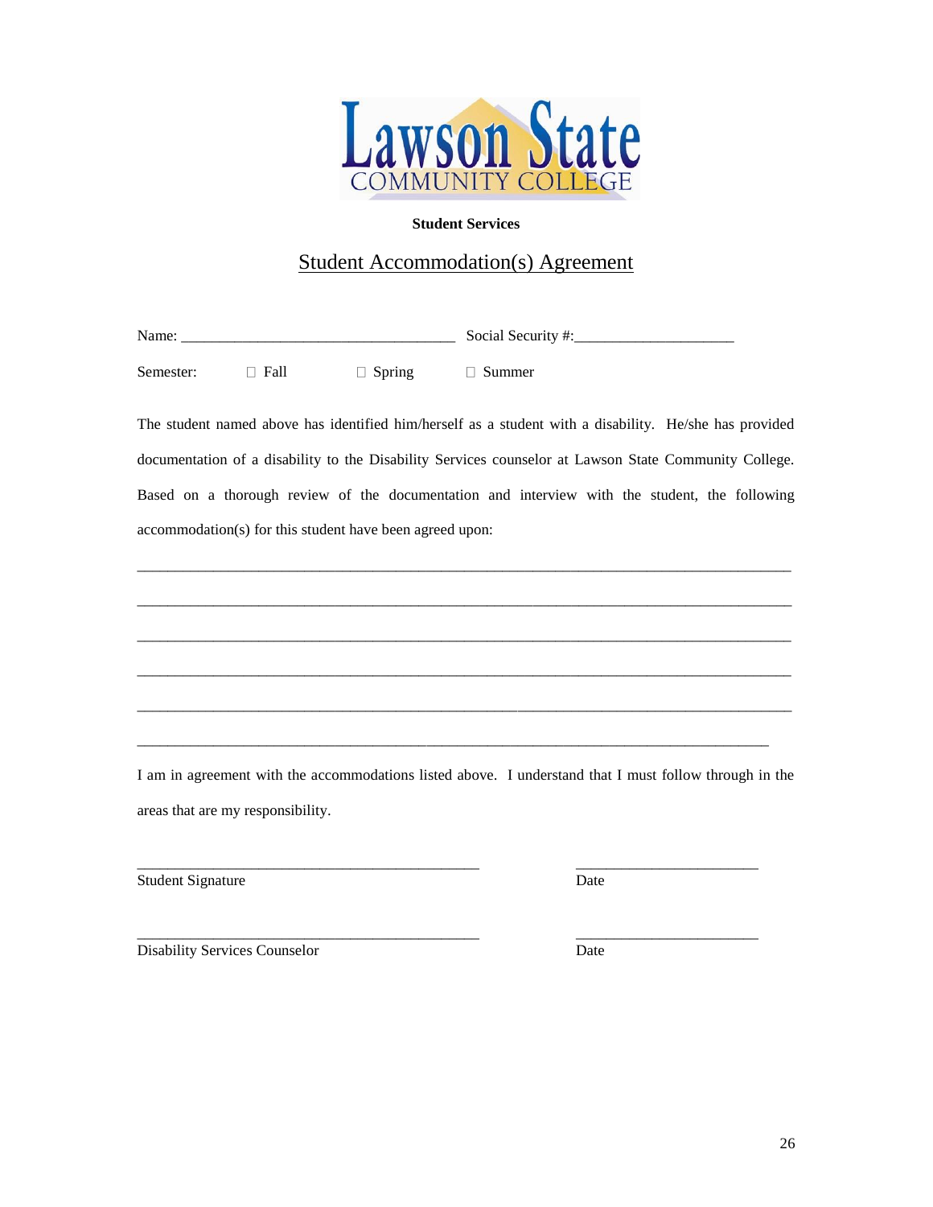Lawson State COMMUNITY COLLEGE

**Student Services**

# Student Accommodation(s) Agreement

Name: ___________________________________ Social Security #:____________________

Semester: ☐ Fall ☐ Spring ☐ Summer

The student named above has identified him/herself as a student with a disability. He/she has provided documentation of a disability to the Disability Services counselor at Lawson State Community College. Based on a thorough review of the documentation and interview with the student, the following accommodation(s) for this student have been agreed upon:

_________________________________________________________________________________

_________________________________________________________________________________

_________________________________________________________________________________

_________________________________________________________________________________

_________________________________________________________________________________

_______________________________________________________________________________

I am in agreement with the accommodations listed above. I understand that I must follow through in the areas that are my responsibility.

_____________________________________________ _______________________

Student Signature Date

_____________________________________________ _______________________

Disability Services Counselor Date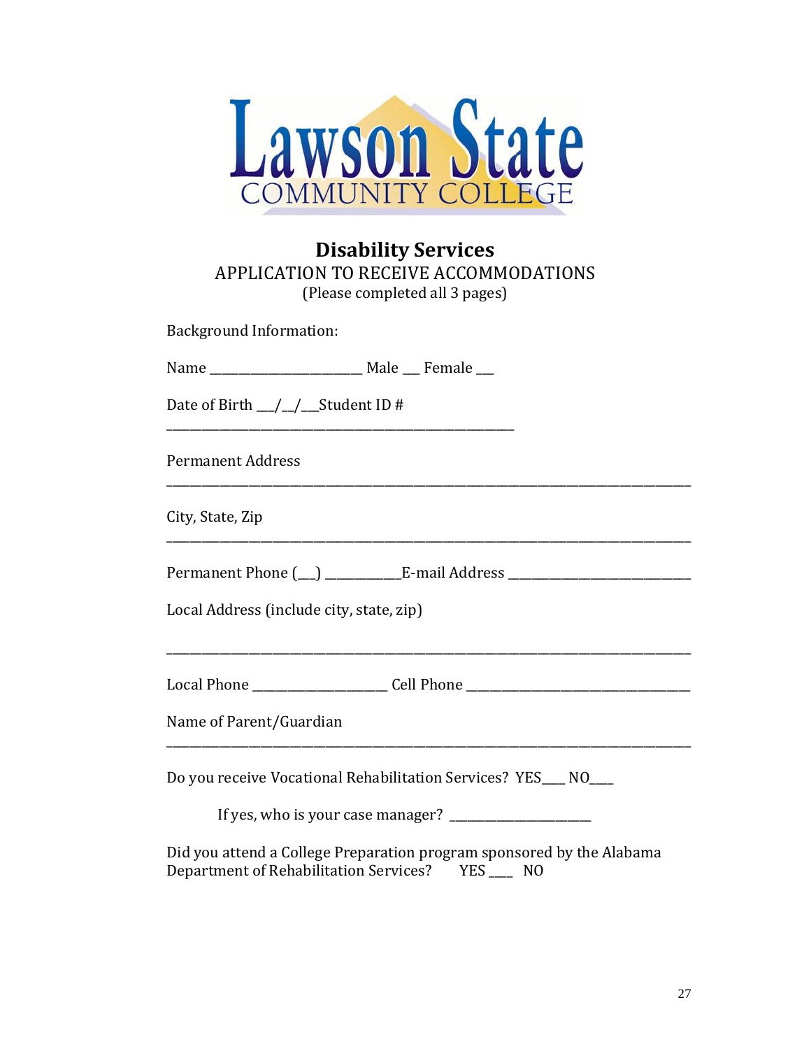Lawson State COMMUNITY COLLEGE

## Disability Services

APPLICATION TO RECEIVE ACCOMMODATIONS

(Please completed all 3 pages)

Background Information:

Name ________________________ Male ___ Female ___

Date of Birth ___/__/___Student ID # ______________________________________________________

Permanent Address ________________________________________________________________________________

City, State, Zip ________________________________________________________________________________

Permanent Phone (___) ___________E-mail Address ____________________________

Local Address (include city, state, zip)

________________________________________________________________________________

Local Phone ____________________ Cell Phone __________________________________

Name of Parent/Guardian ________________________________________________________________________________

Do you receive Vocational Rehabilitation Services? YES____ NO____

If yes, who is your case manager? _______________________

Did you attend a College Preparation program sponsored by the Alabama Department of Rehabilitation Services? YES ____ NO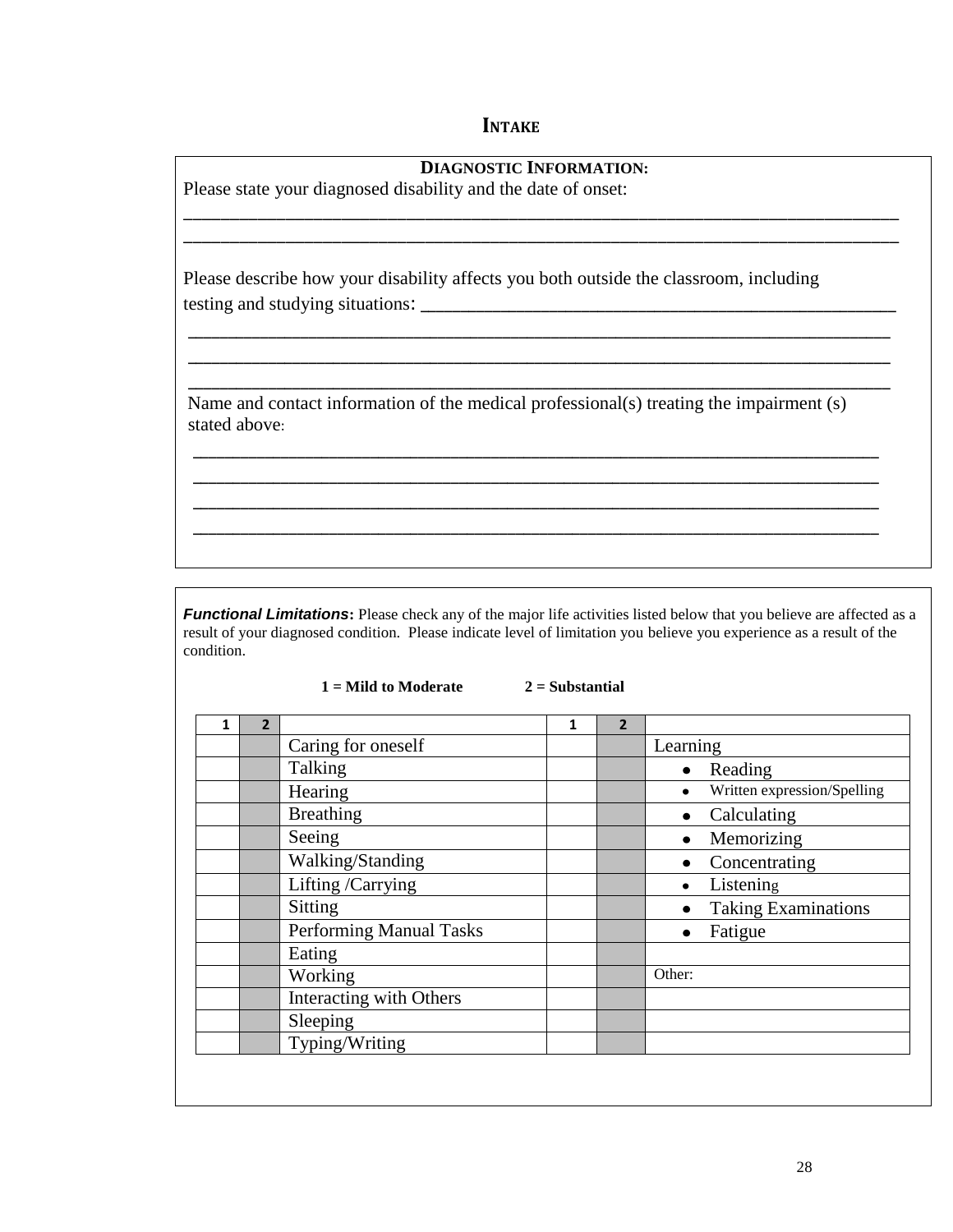# INTAKE

**DIAGNOSTIC INFORMATION:**

Please state your diagnosed disability and the date of onset:

_____________________________________________________________________________

_____________________________________________________________________________

Please describe how your disability affects you both outside the classroom, including testing and studying situations: ___________________________________________________

_____________________________________________________________________________

_____________________________________________________________________________

_____________________________________________________________________________

Name and contact information of the medical professional(s) treating the impairment (s) stated above:

_____________________________________________________________________________

_____________________________________________________________________________

_____________________________________________________________________________

_____________________________________________________________________________

***Functional Limitations*:** Please check any of the major life activities listed below that you believe are affected as a result of your diagnosed condition. Please indicate level of limitation you believe you experience as a result of the condition.

**1 = Mild to Moderate** **2 = Substantial**

| 1 | 2 | | 1 | 2 | |
|---|---|---|---|---|---|
| | | Caring for oneself | | | Learning |
| | | Talking | | | • Reading |
| | | Hearing | | | • Written expression/Spelling |
| | | Breathing | | | • Calculating |
| | | Seeing | | | • Memorizing |
| | | Walking/Standing | | | • Concentrating |
| | | Lifting /Carrying | | | • Listening |
| | | Sitting | | | • Taking Examinations |
| | | Performing Manual Tasks | | | • Fatigue |
| | | Eating | | | |
| | | Working | | | Other: |
| | | Interacting with Others | | | |
| | | Sleeping | | | |
| | | Typing/Writing | | | |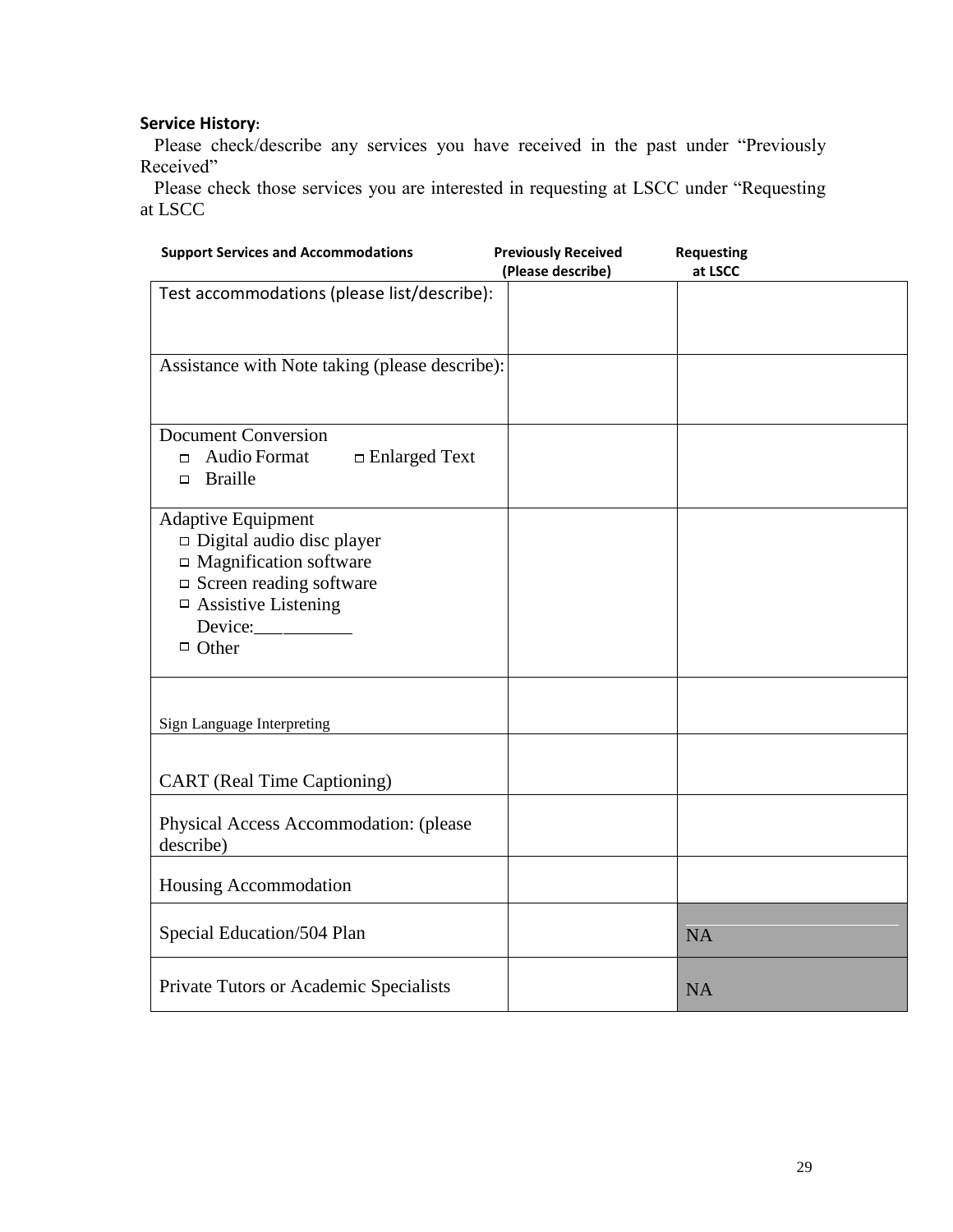**Service History:**

Please check/describe any services you have received in the past under "Previously Received"

Please check those services you are interested in requesting at LSCC under "Requesting at LSCC

| Support Services and Accommodations | Previously Received (Please describe) | Requesting at LSCC |
|---|---|---|
| Test accommodations (please list/describe): | | |
| Assistance with Note taking (please describe): | | |
| Document Conversion<br>☐ Audio Format ☐ Enlarged Text<br>☐ Braille | | |
| Adaptive Equipment<br>☐ Digital audio disc player<br>☐ Magnification software<br>☐ Screen reading software<br>☐ Assistive Listening Device:__________<br>☐ Other | | |
| Sign Language Interpreting | | |
| CART (Real Time Captioning) | | |
| Physical Access Accommodation: (please describe) | | |
| Housing Accommodation | | |
| Special Education/504 Plan | | NA |
| Private Tutors or Academic Specialists | | NA |